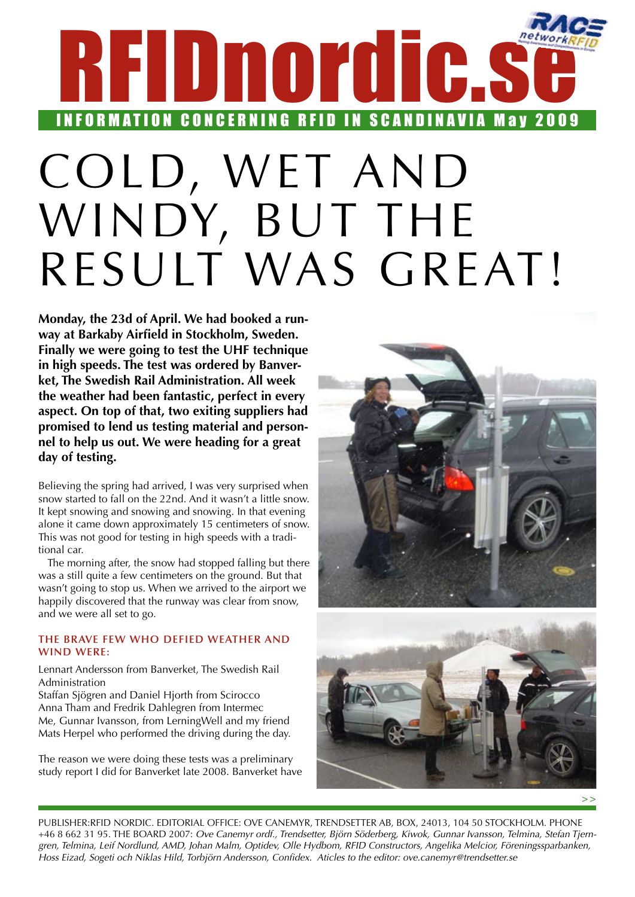# RFIDnordic.se

INFORMATION CONCERNING RFID IN SCANDINAVIA May 2009

# COLD, WET AND WINDY, BUT THE RESULT WAS GREAT!

**Monday, the 23d of April. We had booked a runway at Barkaby Airfield in Stockholm, Sweden. Finally we were going to test the UHF technique in high speeds. The test was ordered by Banverket, The Swedish Rail Administration. All week the weather had been fantastic, perfect in every aspect. On top of that, two exiting suppliers had promised to lend us testing material and personnel to help us out. We were heading for a great day of testing.**

Believing the spring had arrived, I was very surprised when snow started to fall on the 22nd. And it wasn't a little snow. It kept snowing and snowing and snowing. In that evening alone it came down approximately 15 centimeters of snow. This was not good for testing in high speeds with a traditional car.

The morning after, the snow had stopped falling but there was a still quite a few centimeters on the ground. But that wasn't going to stop us. When we arrived to the airport we happily discovered that the runway was clear from snow, and we were all set to go.

### THE BRAVE FEW WHO DEFIED WEATHER AND WIND WERE:

Lennart Andersson from Banverket, The Swedish Rail Administration
Staffan Sjögren and Daniel Hjorth from Scirocco
Anna Tham and Fredrik Dahlegren from Intermec
Me, Gunnar Ivansson, from LerningWell and my friend Mats Herpel who performed the driving during the day.

The reason we were doing these tests was a preliminary study report I did for Banverket late 2008. Banverket have

>>

PUBLISHER:RFID NORDIC. EDITORIAL OFFICE: OVE CANEMYR, TRENDSETTER AB, BOX, 24013, 104 50 STOCKHOLM. PHONE +46 8 662 31 95. THE BOARD 2007: *Ove Canemyr ordf., Trendsetter, Björn Söderberg, Kiwok, Gunnar Ivansson, Telmina, Stefan Tjerngren, Telmina, Leif Nordlund, AMD, Johan Malm, Optidev, Olle Hydbom, RFID Constructors, Angelika Melcior, Föreningssparbanken, Hoss Eizad, Sogeti och Niklas Hild, Torbjörn Andersson, Confidex. Aticles to the editor: ove.canemyr@trendsetter.se*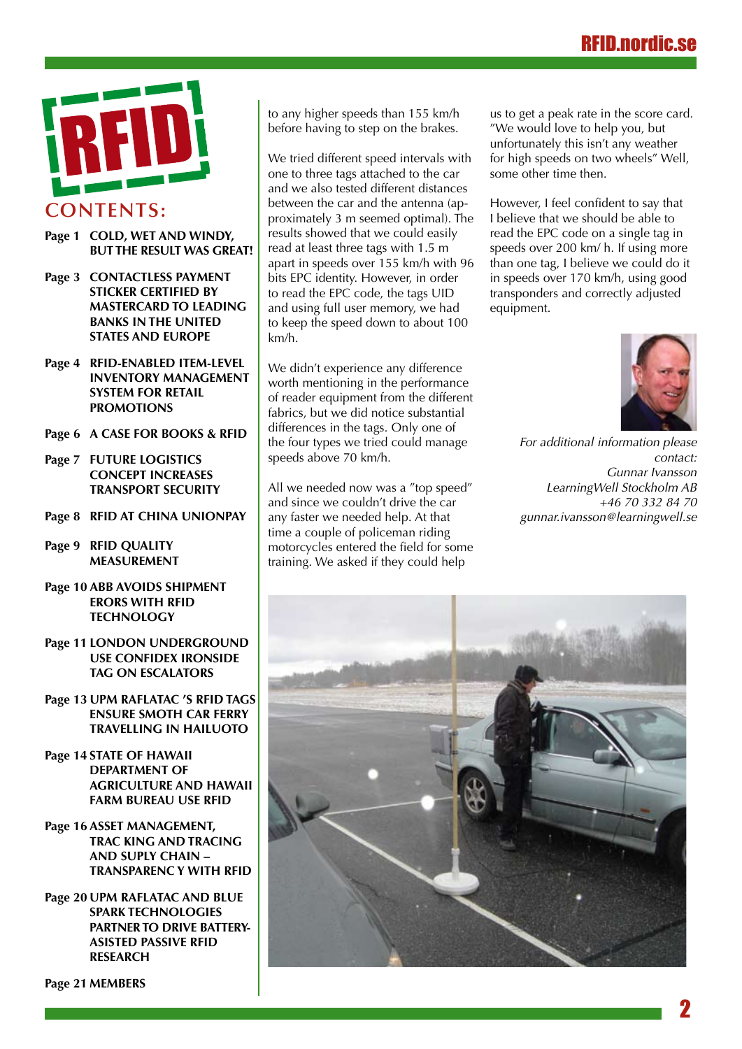# CONTENTS:

**Page 1** **COLD, WET AND WINDY, BUT THE RESULT WAS GREAT!**

**Page 3** **CONTACTLESS PAYMENT STICKER CERTIFIED BY MASTERCARD TO LEADING BANKS IN THE UNITED STATES AND EUROPE**

**Page 4** **RFID-ENABLED ITEM-LEVEL INVENTORY MANAGEMENT SYSTEM FOR RETAIL PROMOTIONS**

**Page 6** **A CASE FOR BOOKS & RFID**

**Page 7** **FUTURE LOGISTICS CONCEPT INCREASES TRANSPORT SECURITY**

**Page 8** **RFID AT CHINA UNIONPAY**

**Page 9** **RFID QUALITY MEASUREMENT**

**Page 10** **ABB AVOIDS SHIPMENT ERORS WITH RFID TECHNOLOGY**

**Page 11** **LONDON UNDERGROUND USE CONFIDEX IRONSIDE TAG ON ESCALATORS**

**Page 13** **UPM RAFLATAC 'S RFID TAGS ENSURE SMOTH CAR FERRY TRAVELLING IN HAILUOTO**

**Page 14** **STATE OF HAWAII DEPARTMENT OF AGRICULTURE AND HAWAII FARM BUREAU USE RFID**

**Page 16** **ASSET MANAGEMENT, TRAC KING AND TRACING AND SUPLY CHAIN – TRANSPARENC Y WITH RFID**

**Page 20** **UPM RAFLATAC AND BLUE SPARK TECHNOLOGIES PARTNER TO DRIVE BATTERY-ASISTED PASSIVE RFID RESEARCH**

**Page 21** **MEMBERS**

to any higher speeds than 155 km/h before having to step on the brakes.

We tried different speed intervals with one to three tags attached to the car and we also tested different distances between the car and the antenna (approximately 3 m seemed optimal). The results showed that we could easily read at least three tags with 1.5 m apart in speeds over 155 km/h with 96 bits EPC identity. However, in order to read the EPC code, the tags UID and using full user memory, we had to keep the speed down to about 100 km/h.

We didn't experience any difference worth mentioning in the performance of reader equipment from the different fabrics, but we did notice substantial differences in the tags. Only one of the four types we tried could manage speeds above 70 km/h.

All we needed now was a "top speed" and since we couldn't drive the car any faster we needed help. At that time a couple of policeman riding motorcycles entered the field for some training. We asked if they could help us to get a peak rate in the score card. "We would love to help you, but unfortunately this isn't any weather for high speeds on two wheels" Well, some other time then.

However, I feel confident to say that I believe that we should be able to read the EPC code on a single tag in speeds over 200 km/ h. If using more than one tag, I believe we could do it in speeds over 170 km/h, using good transponders and correctly adjusted equipment.

*For additional information please contact:*
*Gunnar Ivansson*
*LearningWell Stockholm AB*
*+46 70 332 84 70*
*gunnar.ivansson@learningwell.se*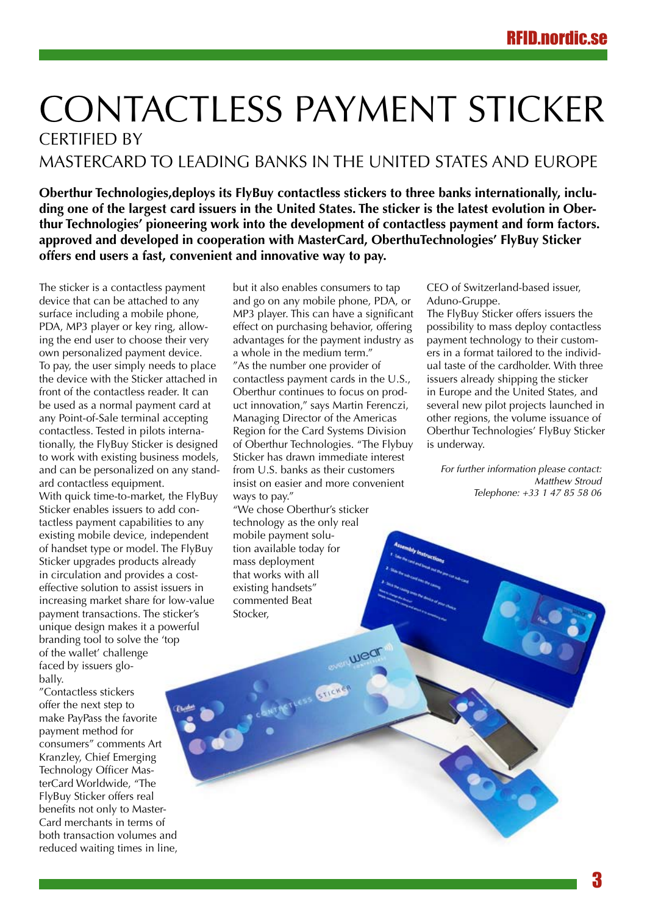# CONTACTLESS PAYMENT STICKER

## CERTIFIED BY

## MASTERCARD TO LEADING BANKS IN THE UNITED STATES AND EUROPE

**Oberthur Technologies,deploys its FlyBuy contactless stickers to three banks internationally, including one of the largest card issuers in the United States. The sticker is the latest evolution in Oberthur Technologies' pioneering work into the development of contactless payment and form factors. approved and developed in cooperation with MasterCard, OberthuTechnologies' FlyBuy Sticker offers end users a fast, convenient and innovative way to pay.**

The sticker is a contactless payment device that can be attached to any surface including a mobile phone, PDA, MP3 player or key ring, allowing the end user to choose their very own personalized payment device. To pay, the user simply needs to place the device with the Sticker attached in front of the contactless reader. It can be used as a normal payment card at any Point-of-Sale terminal accepting contactless. Tested in pilots internationally, the FlyBuy Sticker is designed to work with existing business models, and can be personalized on any standard contactless equipment.

With quick time-to-market, the FlyBuy Sticker enables issuers to add contactless payment capabilities to any existing mobile device, independent of handset type or model. The FlyBuy Sticker upgrades products already in circulation and provides a cost-effective solution to assist issuers in increasing market share for low-value payment transactions. The sticker's unique design makes it a powerful branding tool to solve the 'top of the wallet' challenge faced by issuers globally.

"Contactless stickers offer the next step to make PayPass the favorite payment method for consumers" comments Art Kranzley, Chief Emerging Technology Officer MasterCard Worldwide, "The FlyBuy Sticker offers real benefits not only to MasterCard merchants in terms of both transaction volumes and reduced waiting times in line, but it also enables consumers to tap and go on any mobile phone, PDA, or MP3 player. This can have a significant effect on purchasing behavior, offering advantages for the payment industry as a whole in the medium term."

"As the number one provider of contactless payment cards in the U.S., Oberthur continues to focus on product innovation," says Martin Ferenczi, Managing Director of the Americas Region for the Card Systems Division of Oberthur Technologies. "The Flybuy Sticker has drawn immediate interest from U.S. banks as their customers insist on easier and more convenient ways to pay."

"We chose Oberthur's sticker technology as the only real mobile payment solution available today for mass deployment that works with all existing handsets" commented Beat Stocker, CEO of Switzerland-based issuer, Aduno-Gruppe.

The FlyBuy Sticker offers issuers the possibility to mass deploy contactless payment technology to their customers in a format tailored to the individual taste of the cardholder. With three issuers already shipping the sticker in Europe and the United States, and several new pilot projects launched in other regions, the volume issuance of Oberthur Technologies' FlyBuy Sticker is underway.

*For further information please contact:*
*Matthew Stroud*
*Telephone: +33 1 47 85 58 06*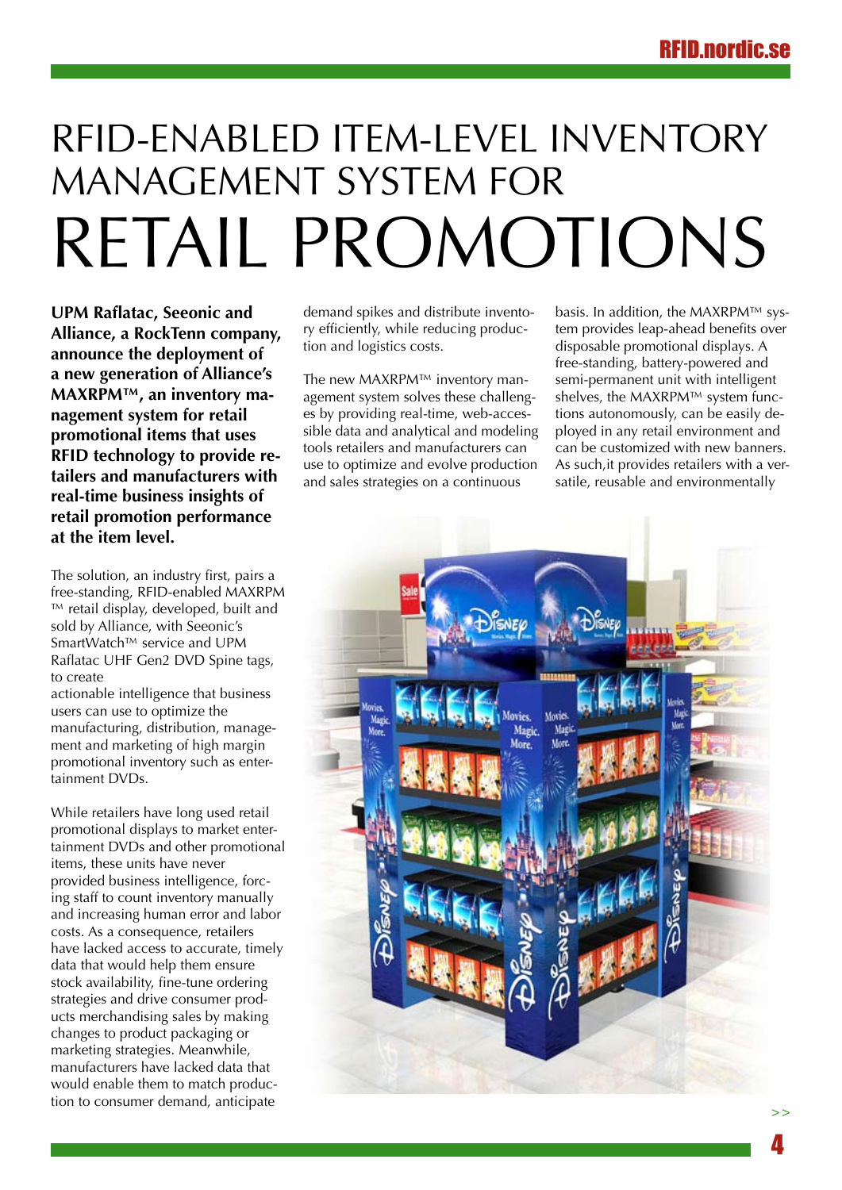# RFID-ENABLED ITEM-LEVEL INVENTORY MANAGEMENT SYSTEM FOR RETAIL PROMOTIONS

**UPM Raflatac, Seeonic and Alliance, a RockTenn company, announce the deployment of a new generation of Alliance's MAXRPM™, an inventory management system for retail promotional items that uses RFID technology to provide retailers and manufacturers with real-time business insights of retail promotion performance at the item level.**

The solution, an industry first, pairs a free-standing, RFID-enabled MAXRPM ™ retail display, developed, built and sold by Alliance, with Seeonic's SmartWatch™ service and UPM Raflatac UHF Gen2 DVD Spine tags, to create actionable intelligence that business users can use to optimize the manufacturing, distribution, management and marketing of high margin promotional inventory such as entertainment DVDs.

While retailers have long used retail promotional displays to market entertainment DVDs and other promotional items, these units have never provided business intelligence, forcing staff to count inventory manually and increasing human error and labor costs. As a consequence, retailers have lacked access to accurate, timely data that would help them ensure stock availability, fine-tune ordering strategies and drive consumer products merchandising sales by making changes to product packaging or marketing strategies. Meanwhile, manufacturers have lacked data that would enable them to match production to consumer demand, anticipate demand spikes and distribute inventory efficiently, while reducing production and logistics costs.

The new MAXRPM™ inventory management system solves these challenges by providing real-time, web-accessible data and analytical and modeling tools retailers and manufacturers can use to optimize and evolve production and sales strategies on a continuous basis. In addition, the MAXRPM™ system provides leap-ahead benefits over disposable promotional displays. A free-standing, battery-powered and semi-permanent unit with intelligent shelves, the MAXRPM™ system functions autonomously, can be easily deployed in any retail environment and can be customized with new banners. As such,it provides retailers with a versatile, reusable and environmentally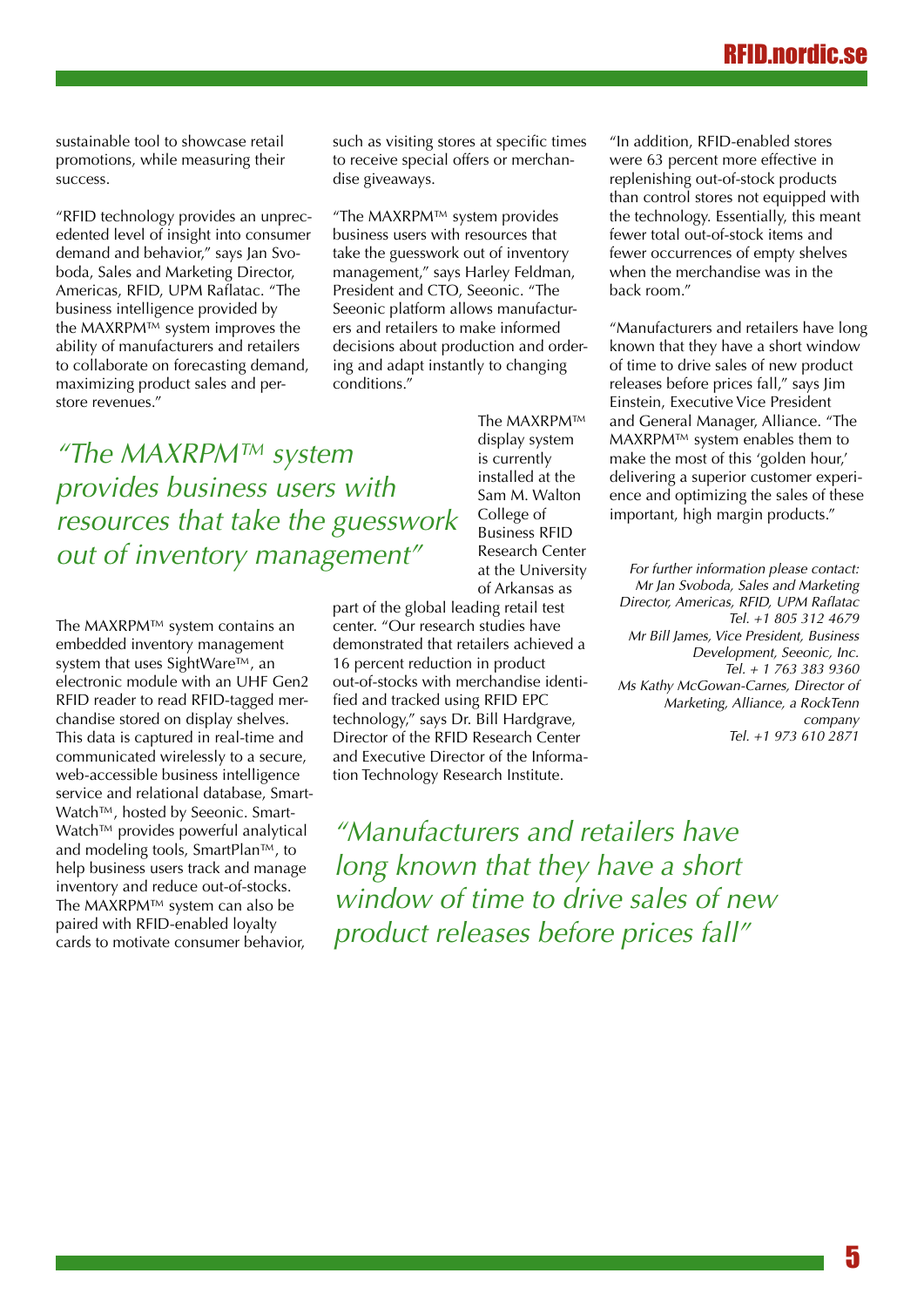sustainable tool to showcase retail promotions, while measuring their success.

"RFID technology provides an unprecedented level of insight into consumer demand and behavior," says Jan Svoboda, Sales and Marketing Director, Americas, RFID, UPM Raflatac. "The business intelligence provided by the MAXRPM™ system improves the ability of manufacturers and retailers to collaborate on forecasting demand, maximizing product sales and per-store revenues."

*"The MAXRPM™ system provides business users with resources that take the guesswork out of inventory management"*

The MAXRPM™ system contains an embedded inventory management system that uses SightWare™, an electronic module with an UHF Gen2 RFID reader to read RFID-tagged merchandise stored on display shelves. This data is captured in real-time and communicated wirelessly to a secure, web-accessible business intelligence service and relational database, SmartWatch™, hosted by Seeonic. SmartWatch™ provides powerful analytical and modeling tools, SmartPlan™, to help business users track and manage inventory and reduce out-of-stocks. The MAXRPM™ system can also be paired with RFID-enabled loyalty cards to motivate consumer behavior, such as visiting stores at specific times to receive special offers or merchandise giveaways.

"The MAXRPM™ system provides business users with resources that take the guesswork out of inventory management," says Harley Feldman, President and CTO, Seeonic. "The Seeonic platform allows manufacturers and retailers to make informed decisions about production and ordering and adapt instantly to changing conditions."

The MAXRPM™ display system is currently installed at the Sam M. Walton College of Business RFID Research Center at the University of Arkansas as part of the global leading retail test center. "Our research studies have demonstrated that retailers achieved a 16 percent reduction in product out-of-stocks with merchandise identified and tracked using RFID EPC technology," says Dr. Bill Hardgrave, Director of the RFID Research Center and Executive Director of the Information Technology Research Institute.

"In addition, RFID-enabled stores were 63 percent more effective in replenishing out-of-stock products than control stores not equipped with the technology. Essentially, this meant fewer total out-of-stock items and fewer occurrences of empty shelves when the merchandise was in the back room."

"Manufacturers and retailers have long known that they have a short window of time to drive sales of new product releases before prices fall," says Jim Einstein, Executive Vice President and General Manager, Alliance. "The MAXRPM™ system enables them to make the most of this 'golden hour,' delivering a superior customer experience and optimizing the sales of these important, high margin products."

*For further information please contact:*
*Mr Jan Svoboda, Sales and Marketing Director, Americas, RFID, UPM Raflatac*
*Tel. +1 805 312 4679*
*Mr Bill James, Vice President, Business Development, Seeonic, Inc.*
*Tel. + 1 763 383 9360*
*Ms Kathy McGowan-Carnes, Director of Marketing, Alliance, a RockTenn company*
*Tel. +1 973 610 2871*

*"Manufacturers and retailers have long known that they have a short window of time to drive sales of new product releases before prices fall"*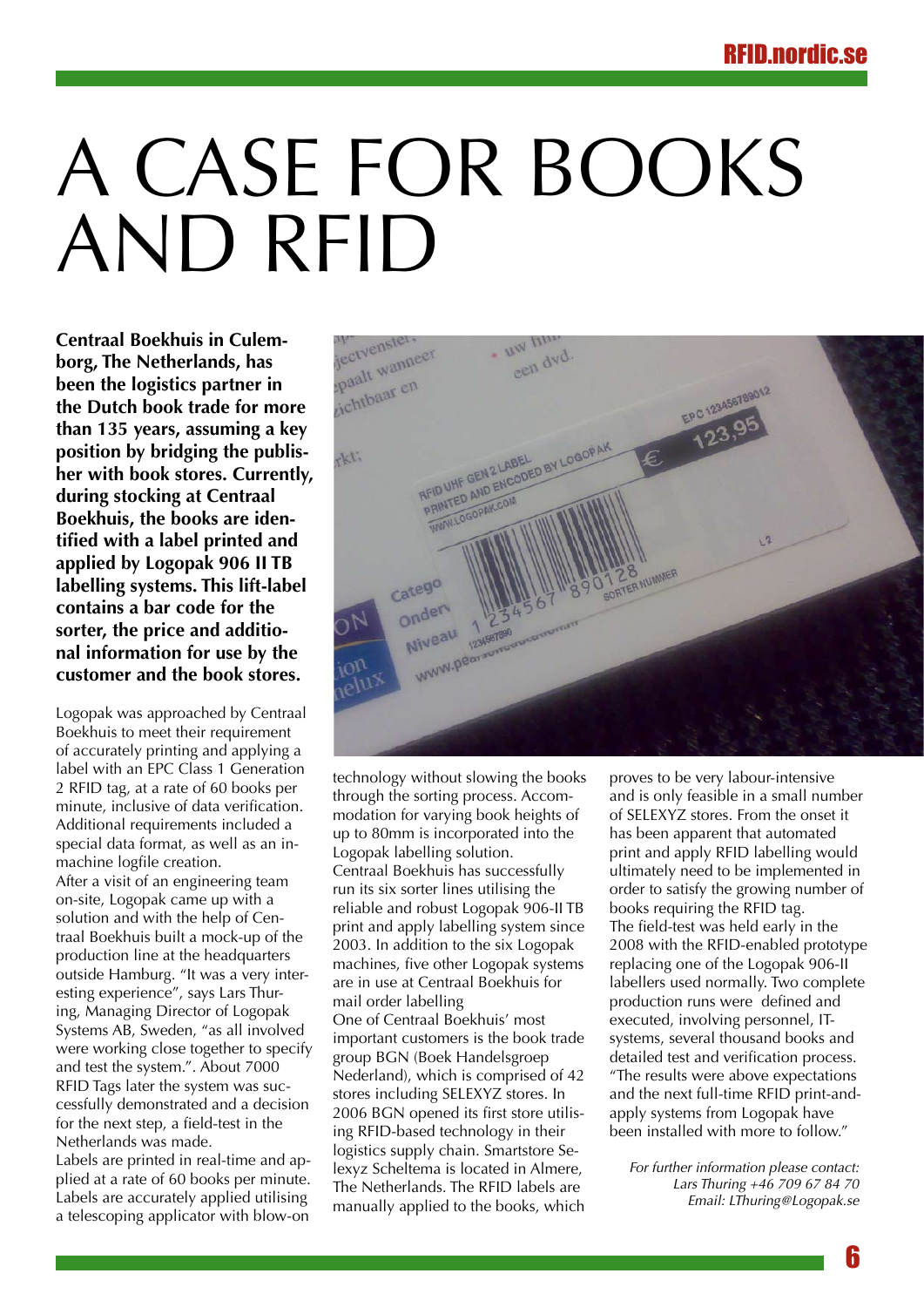# A CASE FOR BOOKS AND RFID

**Centraal Boekhuis in Culemborg, The Netherlands, has been the logistics partner in the Dutch book trade for more than 135 years, assuming a key position by bridging the publisher with book stores. Currently, during stocking at Centraal Boekhuis, the books are identified with a label printed and applied by Logopak 906 II TB labelling systems. This lift-label contains a bar code for the sorter, the price and additional information for use by the customer and the book stores.**

Logopak was approached by Centraal Boekhuis to meet their requirement of accurately printing and applying a label with an EPC Class 1 Generation 2 RFID tag, at a rate of 60 books per minute, inclusive of data verification. Additional requirements included a special data format, as well as an in-machine logfile creation.
After a visit of an engineering team on-site, Logopak came up with a solution and with the help of Centraal Boekhuis built a mock-up of the production line at the headquarters outside Hamburg. "It was a very interesting experience", says Lars Thuring, Managing Director of Logopak Systems AB, Sweden, "as all involved were working close together to specify and test the system.". About 7000 RFID Tags later the system was successfully demonstrated and a decision for the next step, a field-test in the Netherlands was made.
Labels are printed in real-time and applied at a rate of 60 books per minute. Labels are accurately applied utilising a telescoping applicator with blow-on technology without slowing the books through the sorting process. Accommodation for varying book heights of up to 80mm is incorporated into the Logopak labelling solution.
Centraal Boekhuis has successfully run its six sorter lines utilising the reliable and robust Logopak 906-II TB print and apply labelling system since 2003. In addition to the six Logopak machines, five other Logopak systems are in use at Centraal Boekhuis for mail order labelling
One of Centraal Boekhuis' most important customers is the book trade group BGN (Boek Handelsgroep Nederland), which is comprised of 42 stores including SELEXYZ stores. In 2006 BGN opened its first store utilising RFID-based technology in their logistics supply chain. Smartstore Selexyz Scheltema is located in Almere, The Netherlands. The RFID labels are manually applied to the books, which proves to be very labour-intensive and is only feasible in a small number of SELEXYZ stores. From the onset it has been apparent that automated print and apply RFID labelling would ultimately need to be implemented in order to satisfy the growing number of books requiring the RFID tag.
The field-test was held early in the 2008 with the RFID-enabled prototype replacing one of the Logopak 906-II labellers used normally. Two complete production runs were defined and executed, involving personnel, IT-systems, several thousand books and detailed test and verification process. "The results were above expectations and the next full-time RFID print-and-apply systems from Logopak have been installed with more to follow."

*For further information please contact:*
*Lars Thuring +46 709 67 84 70*
*Email: LThuring@Logopak.se*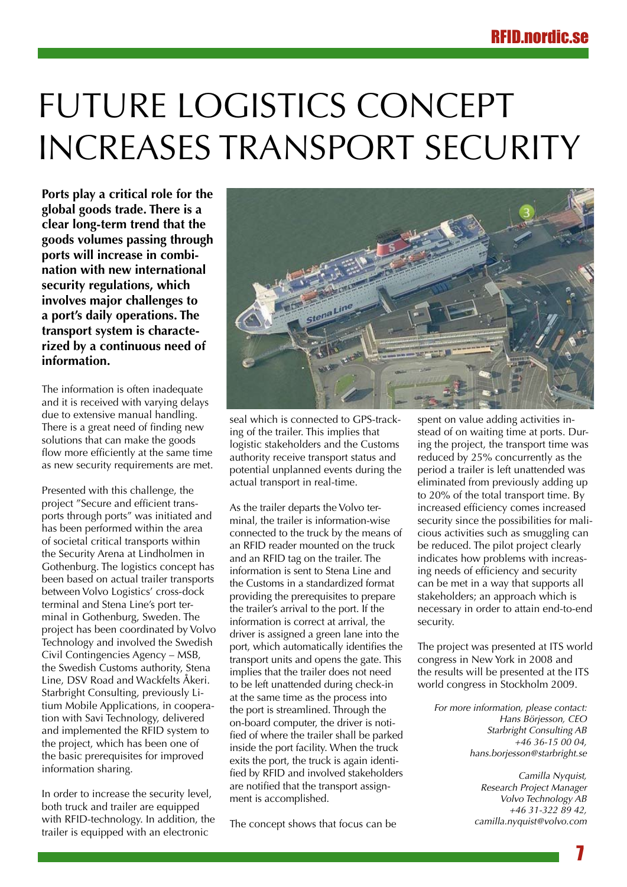# FUTURE LOGISTICS CONCEPT INCREASES TRANSPORT SECURITY

**Ports play a critical role for the global goods trade. There is a clear long-term trend that the goods volumes passing through ports will increase in combination with new international security regulations, which involves major challenges to a port's daily operations. The transport system is characterized by a continuous need of information.**

The information is often inadequate and it is received with varying delays due to extensive manual handling. There is a great need of finding new solutions that can make the goods flow more efficiently at the same time as new security requirements are met.

Presented with this challenge, the project "Secure and efficient transports through ports" was initiated and has been performed within the area of societal critical transports within the Security Arena at Lindholmen in Gothenburg. The logistics concept has been based on actual trailer transports between Volvo Logistics' cross-dock terminal and Stena Line's port terminal in Gothenburg, Sweden. The project has been coordinated by Volvo Technology and involved the Swedish Civil Contingencies Agency – MSB, the Swedish Customs authority, Stena Line, DSV Road and Wackfelts Åkeri. Starbright Consulting, previously Litium Mobile Applications, in cooperation with Savi Technology, delivered and implemented the RFID system to the project, which has been one of the basic prerequisites for improved information sharing.

In order to increase the security level, both truck and trailer are equipped with RFID-technology. In addition, the trailer is equipped with an electronic seal which is connected to GPS-tracking of the trailer. This implies that logistic stakeholders and the Customs authority receive transport status and potential unplanned events during the actual transport in real-time.

As the trailer departs the Volvo terminal, the trailer is information-wise connected to the truck by the means of an RFID reader mounted on the truck and an RFID tag on the trailer. The information is sent to Stena Line and the Customs in a standardized format providing the prerequisites to prepare the trailer's arrival to the port. If the information is correct at arrival, the driver is assigned a green lane into the port, which automatically identifies the transport units and opens the gate. This implies that the trailer does not need to be left unattended during check-in at the same time as the process into the port is streamlined. Through the on-board computer, the driver is notified of where the trailer shall be parked inside the port facility. When the truck exits the port, the truck is again identified by RFID and involved stakeholders are notified that the transport assignment is accomplished.

The concept shows that focus can be spent on value adding activities instead of on waiting time at ports. During the project, the transport time was reduced by 25% concurrently as the period a trailer is left unattended was eliminated from previously adding up to 20% of the total transport time. By increased efficiency comes increased security since the possibilities for malicious activities such as smuggling can be reduced. The pilot project clearly indicates how problems with increasing needs of efficiency and security can be met in a way that supports all stakeholders; an approach which is necessary in order to attain end-to-end security.

The project was presented at ITS world congress in New York in 2008 and the results will be presented at the ITS world congress in Stockholm 2009.

*For more information, please contact:*
*Hans Börjesson, CEO*
*Starbright Consulting AB*
*+46 36-15 00 04,*
*hans.borjesson@starbright.se*

*Camilla Nyquist,*
*Research Project Manager*
*Volvo Technology AB*
*+46 31-322 89 42,*
*camilla.nyquist@volvo.com*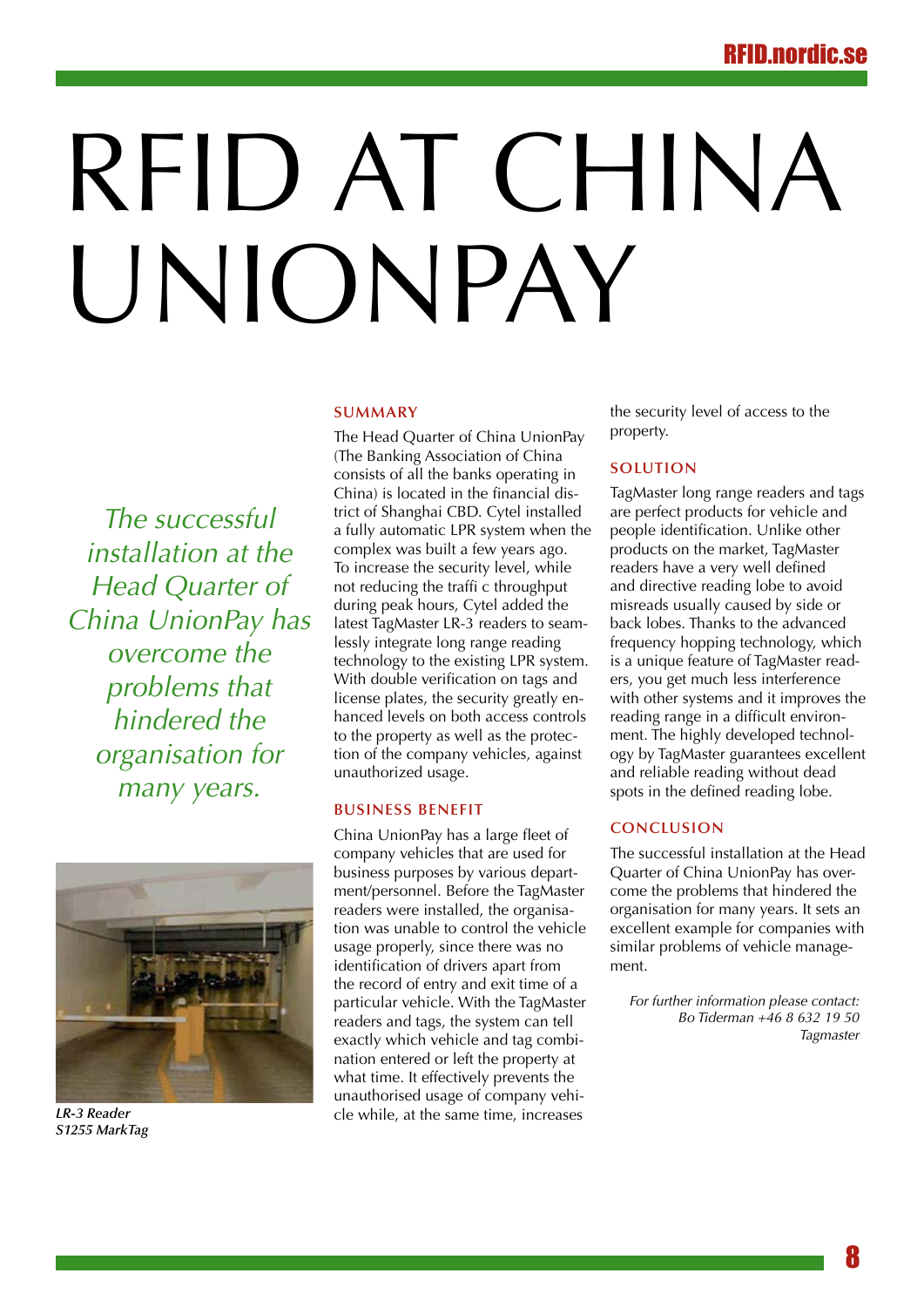# RFID AT CHINA UNIONPAY

*The successful installation at the Head Quarter of China UnionPay has overcome the problems that hindered the organisation for many years.*

*LR-3 Reader*
*S1255 MarkTag*

## SUMMARY

The Head Quarter of China UnionPay (The Banking Association of China consists of all the banks operating in China) is located in the financial district of Shanghai CBD. Cytel installed a fully automatic LPR system when the complex was built a few years ago. To increase the security level, while not reducing the traffi c throughput during peak hours, Cytel added the latest TagMaster LR-3 readers to seamlessly integrate long range reading technology to the existing LPR system. With double verification on tags and license plates, the security greatly enhanced levels on both access controls to the property as well as the protection of the company vehicles, against unauthorized usage.

## BUSINESS BENEFIT

China UnionPay has a large fleet of company vehicles that are used for business purposes by various department/personnel. Before the TagMaster readers were installed, the organisation was unable to control the vehicle usage properly, since there was no identification of drivers apart from the record of entry and exit time of a particular vehicle. With the TagMaster readers and tags, the system can tell exactly which vehicle and tag combination entered or left the property at what time. It effectively prevents the unauthorised usage of company vehicle while, at the same time, increases the security level of access to the property.

## SOLUTION

TagMaster long range readers and tags are perfect products for vehicle and people identification. Unlike other products on the market, TagMaster readers have a very well defined and directive reading lobe to avoid misreads usually caused by side or back lobes. Thanks to the advanced frequency hopping technology, which is a unique feature of TagMaster readers, you get much less interference with other systems and it improves the reading range in a difficult environment. The highly developed technology by TagMaster guarantees excellent and reliable reading without dead spots in the defined reading lobe.

## CONCLUSION

The successful installation at the Head Quarter of China UnionPay has overcome the problems that hindered the organisation for many years. It sets an excellent example for companies with similar problems of vehicle management.

*For further information please contact:*
*Bo Tiderman +46 8 632 19 50*
*Tagmaster*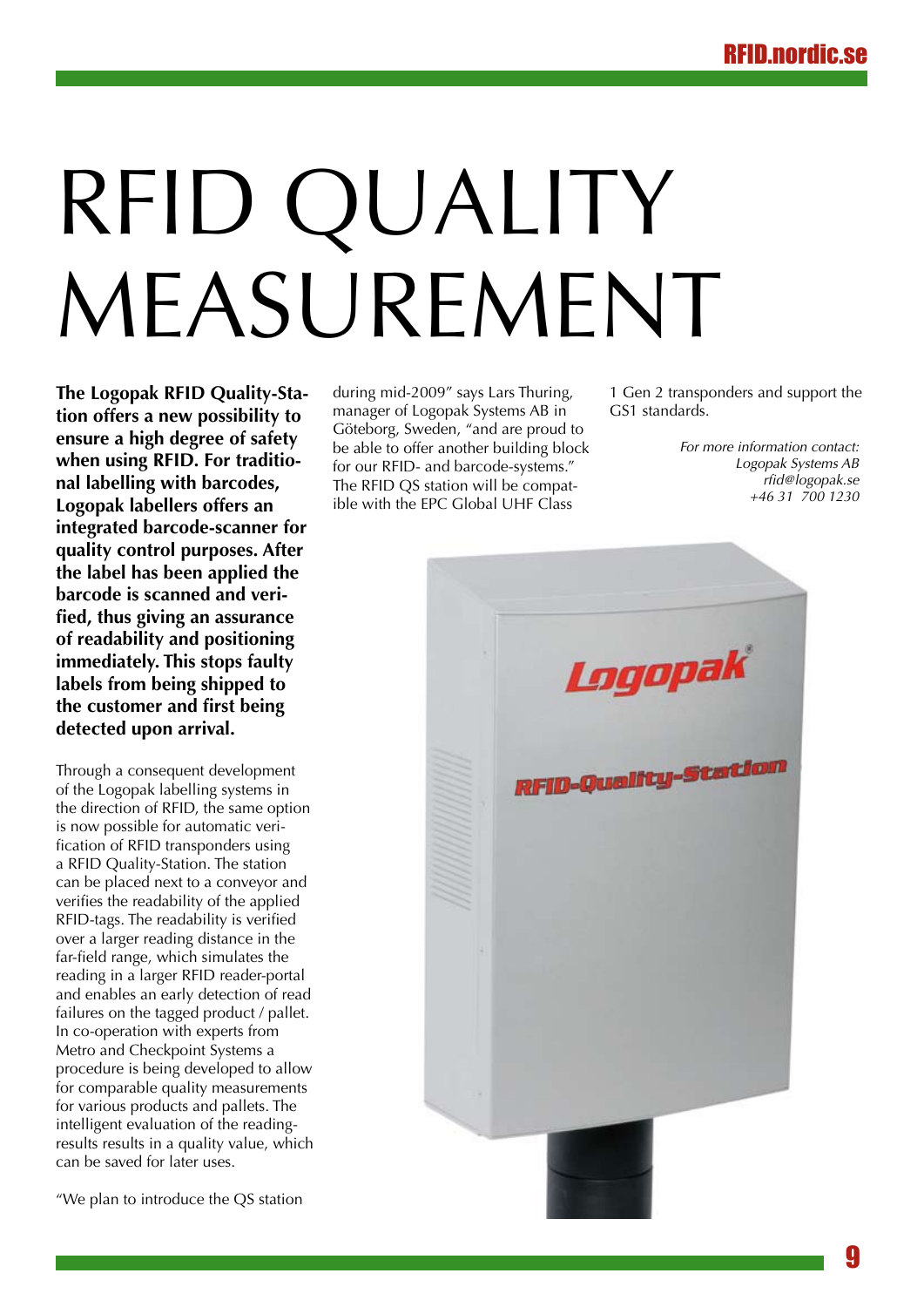# RFID QUALITY MEASUREMENT

**The Logopak RFID Quality-Station offers a new possibility to ensure a high degree of safety when using RFID. For traditional labelling with barcodes, Logopak labellers offers an integrated barcode-scanner for quality control purposes. After the label has been applied the barcode is scanned and verified, thus giving an assurance of readability and positioning immediately. This stops faulty labels from being shipped to the customer and first being detected upon arrival.**

Through a consequent development of the Logopak labelling systems in the direction of RFID, the same option is now possible for automatic verification of RFID transponders using a RFID Quality-Station. The station can be placed next to a conveyor and verifies the readability of the applied RFID-tags. The readability is verified over a larger reading distance in the far-field range, which simulates the reading in a larger RFID reader-portal and enables an early detection of read failures on the tagged product / pallet. In co-operation with experts from Metro and Checkpoint Systems a procedure is being developed to allow for comparable quality measurements for various products and pallets. The intelligent evaluation of the reading-results results in a quality value, which can be saved for later uses.

"We plan to introduce the QS station during mid-2009" says Lars Thuring, manager of Logopak Systems AB in Göteborg, Sweden, "and are proud to be able to offer another building block for our RFID- and barcode-systems." The RFID QS station will be compatible with the EPC Global UHF Class 1 Gen 2 transponders and support the GS1 standards.

*For more information contact:*
*Logopak Systems AB*
*rfid@logopak.se*
*+46 31 700 1230*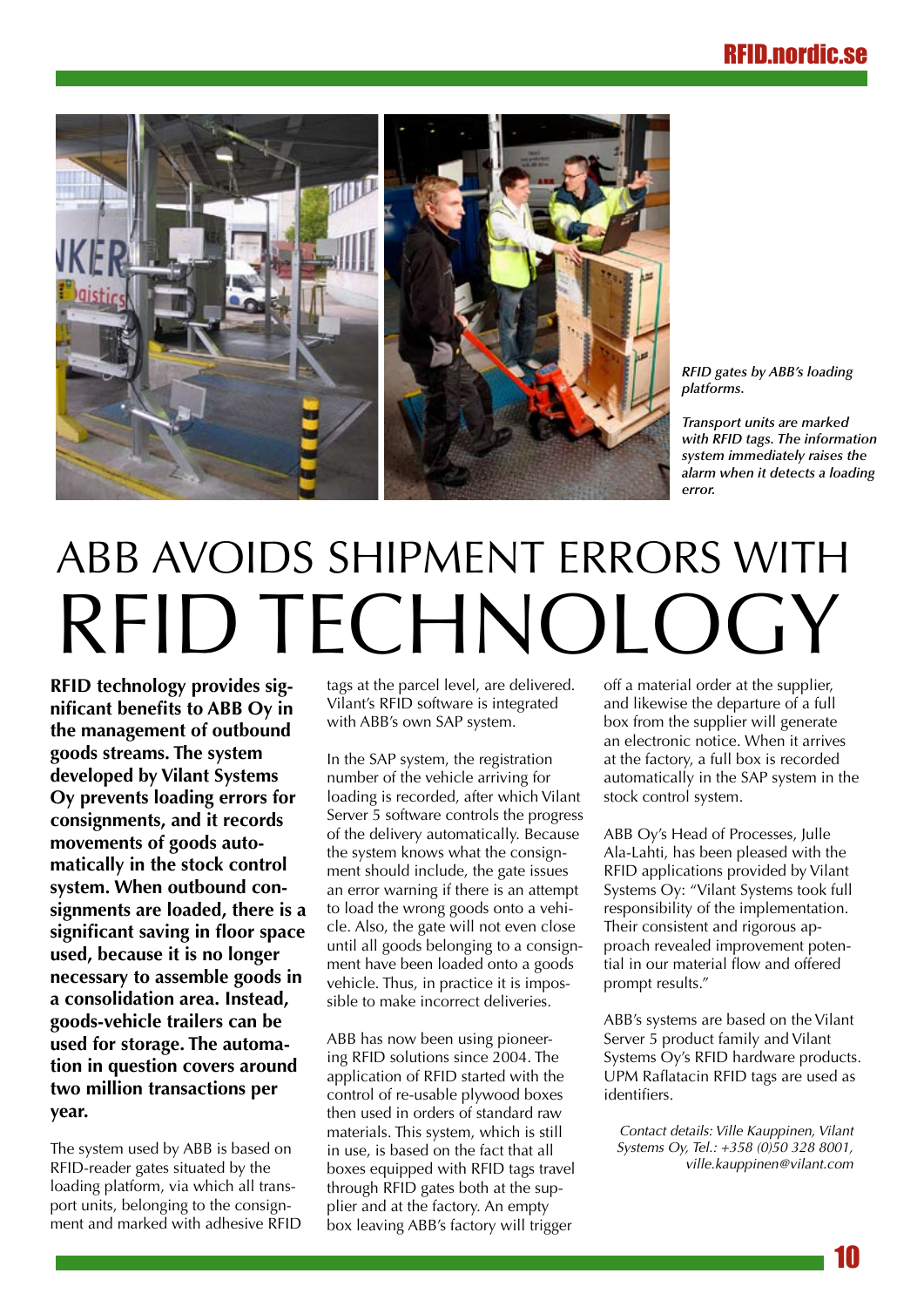*RFID gates by ABB's loading platforms.*

*Transport units are marked with RFID tags. The information system immediately raises the alarm when it detects a loading error.*

# ABB AVOIDS SHIPMENT ERRORS WITH RFID TECHNOLOGY

**RFID technology provides significant benefits to ABB Oy in the management of outbound goods streams. The system developed by Vilant Systems Oy prevents loading errors for consignments, and it records movements of goods automatically in the stock control system. When outbound consignments are loaded, there is a significant saving in floor space used, because it is no longer necessary to assemble goods in a consolidation area. Instead, goods-vehicle trailers can be used for storage. The automation in question covers around two million transactions per year.**

The system used by ABB is based on RFID-reader gates situated by the loading platform, via which all transport units, belonging to the consignment and marked with adhesive RFID tags at the parcel level, are delivered. Vilant's RFID software is integrated with ABB's own SAP system.

In the SAP system, the registration number of the vehicle arriving for loading is recorded, after which Vilant Server 5 software controls the progress of the delivery automatically. Because the system knows what the consignment should include, the gate issues an error warning if there is an attempt to load the wrong goods onto a vehicle. Also, the gate will not even close until all goods belonging to a consignment have been loaded onto a goods vehicle. Thus, in practice it is impossible to make incorrect deliveries.

ABB has now been using pioneering RFID solutions since 2004. The application of RFID started with the control of re-usable plywood boxes then used in orders of standard raw materials. This system, which is still in use, is based on the fact that all boxes equipped with RFID tags travel through RFID gates both at the supplier and at the factory. An empty box leaving ABB's factory will trigger off a material order at the supplier, and likewise the departure of a full box from the supplier will generate an electronic notice. When it arrives at the factory, a full box is recorded automatically in the SAP system in the stock control system.

ABB Oy's Head of Processes, Julle Ala-Lahti, has been pleased with the RFID applications provided by Vilant Systems Oy: "Vilant Systems took full responsibility of the implementation. Their consistent and rigorous approach revealed improvement potential in our material flow and offered prompt results."

ABB's systems are based on the Vilant Server 5 product family and Vilant Systems Oy's RFID hardware products. UPM Raflatacin RFID tags are used as identifiers.

*Contact details: Ville Kauppinen, Vilant Systems Oy, Tel.: +358 (0)50 328 8001, ville.kauppinen@vilant.com*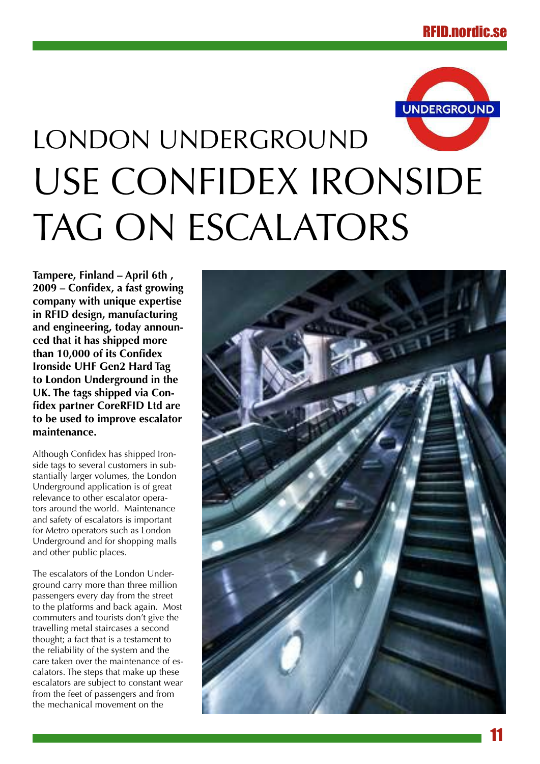# LONDON UNDERGROUND USE CONFIDEX IRONSIDE TAG ON ESCALATORS

**Tampere, Finland – April 6th , 2009 – Confidex, a fast growing company with unique expertise in RFID design, manufacturing and engineering, today announced that it has shipped more than 10,000 of its Confidex Ironside UHF Gen2 Hard Tag to London Underground in the UK. The tags shipped via Confidex partner CoreRFID Ltd are to be used to improve escalator maintenance.**

Although Confidex has shipped Ironside tags to several customers in substantially larger volumes, the London Underground application is of great relevance to other escalator operators around the world. Maintenance and safety of escalators is important for Metro operators such as London Underground and for shopping malls and other public places.

The escalators of the London Underground carry more than three million passengers every day from the street to the platforms and back again. Most commuters and tourists don't give the travelling metal staircases a second thought; a fact that is a testament to the reliability of the system and the care taken over the maintenance of escalators. The steps that make up these escalators are subject to constant wear from the feet of passengers and from the mechanical movement on the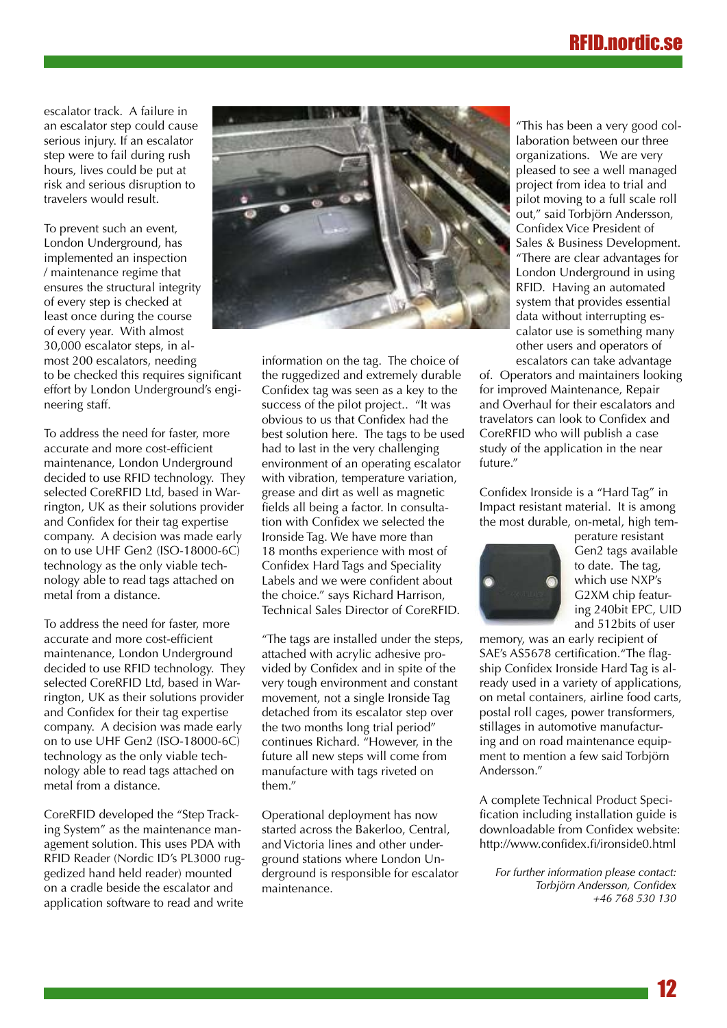escalator track. A failure in an escalator step could cause serious injury. If an escalator step were to fail during rush hours, lives could be put at risk and serious disruption to travelers would result.

To prevent such an event, London Underground, has implemented an inspection / maintenance regime that ensures the structural integrity of every step is checked at least once during the course of every year. With almost 30,000 escalator steps, in almost 200 escalators, needing to be checked this requires significant effort by London Underground's engineering staff.

To address the need for faster, more accurate and more cost-efficient maintenance, London Underground decided to use RFID technology. They selected CoreRFID Ltd, based in Warrington, UK as their solutions provider and Confidex for their tag expertise company. A decision was made early on to use UHF Gen2 (ISO-18000-6C) technology as the only viable technology able to read tags attached on metal from a distance.

To address the need for faster, more accurate and more cost-efficient maintenance, London Underground decided to use RFID technology. They selected CoreRFID Ltd, based in Warrington, UK as their solutions provider and Confidex for their tag expertise company. A decision was made early on to use UHF Gen2 (ISO-18000-6C) technology as the only viable technology able to read tags attached on metal from a distance.

CoreRFID developed the "Step Tracking System" as the maintenance management solution. This uses PDA with RFID Reader (Nordic ID's PL3000 ruggedized hand held reader) mounted on a cradle beside the escalator and application software to read and write information on the tag. The choice of the ruggedized and extremely durable Confidex tag was seen as a key to the success of the pilot project.. "It was obvious to us that Confidex had the best solution here. The tags to be used had to last in the very challenging environment of an operating escalator with vibration, temperature variation, grease and dirt as well as magnetic fields all being a factor. In consultation with Confidex we selected the Ironside Tag. We have more than 18 months experience with most of Confidex Hard Tags and Speciality Labels and we were confident about the choice." says Richard Harrison, Technical Sales Director of CoreRFID.

"The tags are installed under the steps, attached with acrylic adhesive provided by Confidex and in spite of the very tough environment and constant movement, not a single Ironside Tag detached from its escalator step over the two months long trial period" continues Richard. "However, in the future all new steps will come from manufacture with tags riveted on them."

Operational deployment has now started across the Bakerloo, Central, and Victoria lines and other underground stations where London Underground is responsible for escalator maintenance.

"This has been a very good collaboration between our three organizations. We are very pleased to see a well managed project from idea to trial and pilot moving to a full scale roll out," said Torbjörn Andersson, Confidex Vice President of Sales & Business Development. "There are clear advantages for London Underground in using RFID. Having an automated system that provides essential data without interrupting escalator use is something many other users and operators of escalators can take advantage of. Operators and maintainers looking for improved Maintenance, Repair and Overhaul for their escalators and travelators can look to Confidex and CoreRFID who will publish a case study of the application in the near future."

Confidex Ironside is a "Hard Tag" in Impact resistant material. It is among the most durable, on-metal, high temperature resistant Gen2 tags available to date. The tag, which use NXP's G2XM chip featuring 240bit EPC, UID and 512bits of user memory, was an early recipient of SAE's AS5678 certification."The flagship Confidex Ironside Hard Tag is already used in a variety of applications, on metal containers, airline food carts, postal roll cages, power transformers, stillages in automotive manufacturing and on road maintenance equipment to mention a few said Torbjörn Andersson."

A complete Technical Product Specification including installation guide is downloadable from Confidex website: http://www.confidex.fi/ironside0.html

*For further information please contact:*
*Torbjörn Andersson, Confidex*
*+46 768 530 130*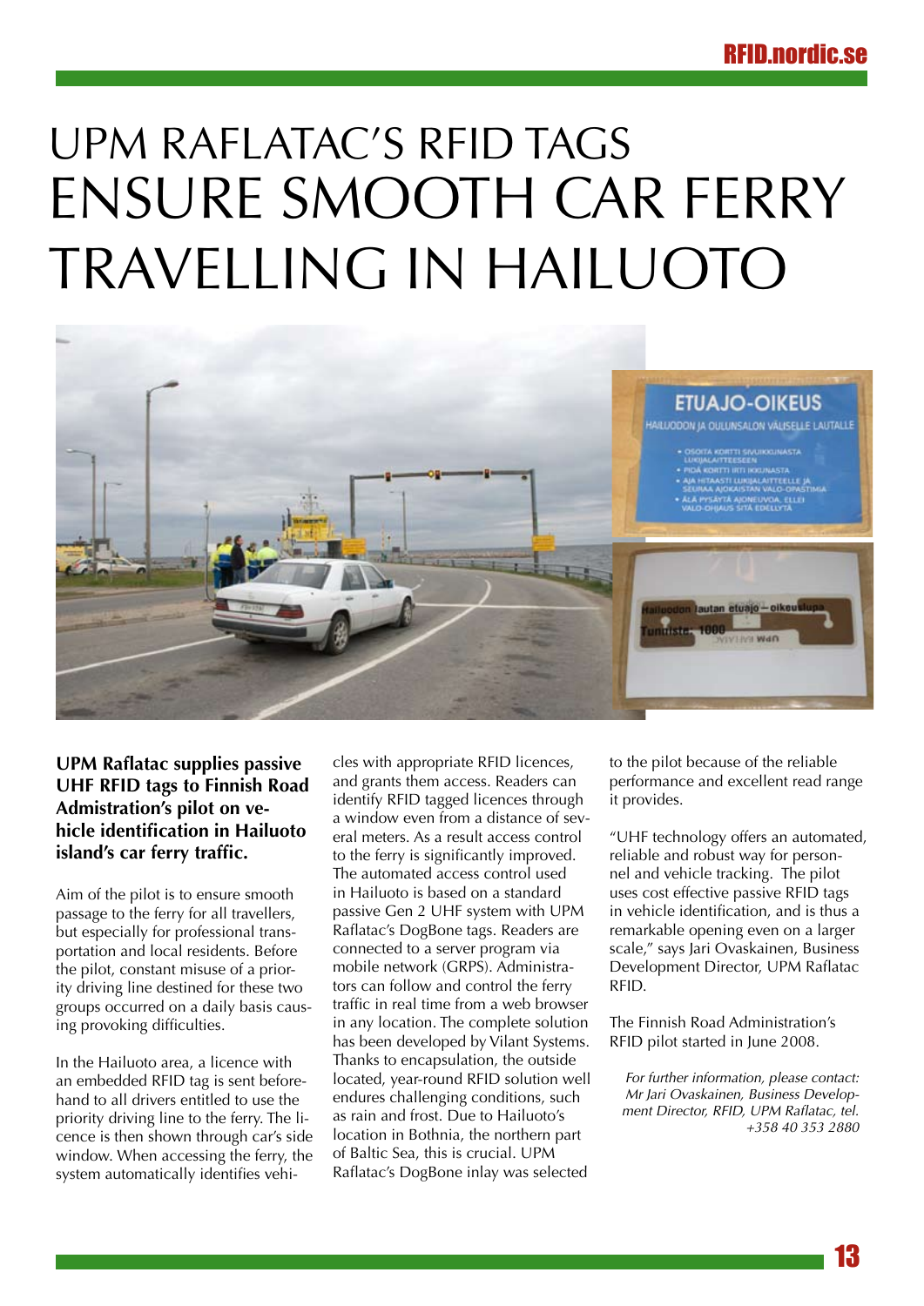# UPM RAFLATAC'S RFID TAGS ENSURE SMOOTH CAR FERRY TRAVELLING IN HAILUOTO

**UPM Raflatac supplies passive UHF RFID tags to Finnish Road Admistration's pilot on vehicle identification in Hailuoto island's car ferry traffic.**

Aim of the pilot is to ensure smooth passage to the ferry for all travellers, but especially for professional transportation and local residents. Before the pilot, constant misuse of a priority driving line destined for these two groups occurred on a daily basis causing provoking difficulties.

In the Hailuoto area, a licence with an embedded RFID tag is sent beforehand to all drivers entitled to use the priority driving line to the ferry. The licence is then shown through car's side window. When accessing the ferry, the system automatically identifies vehicles with appropriate RFID licences, and grants them access. Readers can identify RFID tagged licences through a window even from a distance of several meters. As a result access control to the ferry is significantly improved. The automated access control used in Hailuoto is based on a standard passive Gen 2 UHF system with UPM Raflatac's DogBone tags. Readers are connected to a server program via mobile network (GRPS). Administrators can follow and control the ferry traffic in real time from a web browser in any location. The complete solution has been developed by Vilant Systems. Thanks to encapsulation, the outside located, year-round RFID solution well endures challenging conditions, such as rain and frost. Due to Hailuoto's location in Bothnia, the northern part of Baltic Sea, this is crucial. UPM Raflatac's DogBone inlay was selected to the pilot because of the reliable performance and excellent read range it provides.

"UHF technology offers an automated, reliable and robust way for personnel and vehicle tracking. The pilot uses cost effective passive RFID tags in vehicle identification, and is thus a remarkable opening even on a larger scale," says Jari Ovaskainen, Business Development Director, UPM Raflatac RFID.

The Finnish Road Administration's RFID pilot started in June 2008.

*For further information, please contact: Mr Jari Ovaskainen, Business Development Director, RFID, UPM Raflatac, tel. +358 40 353 2880*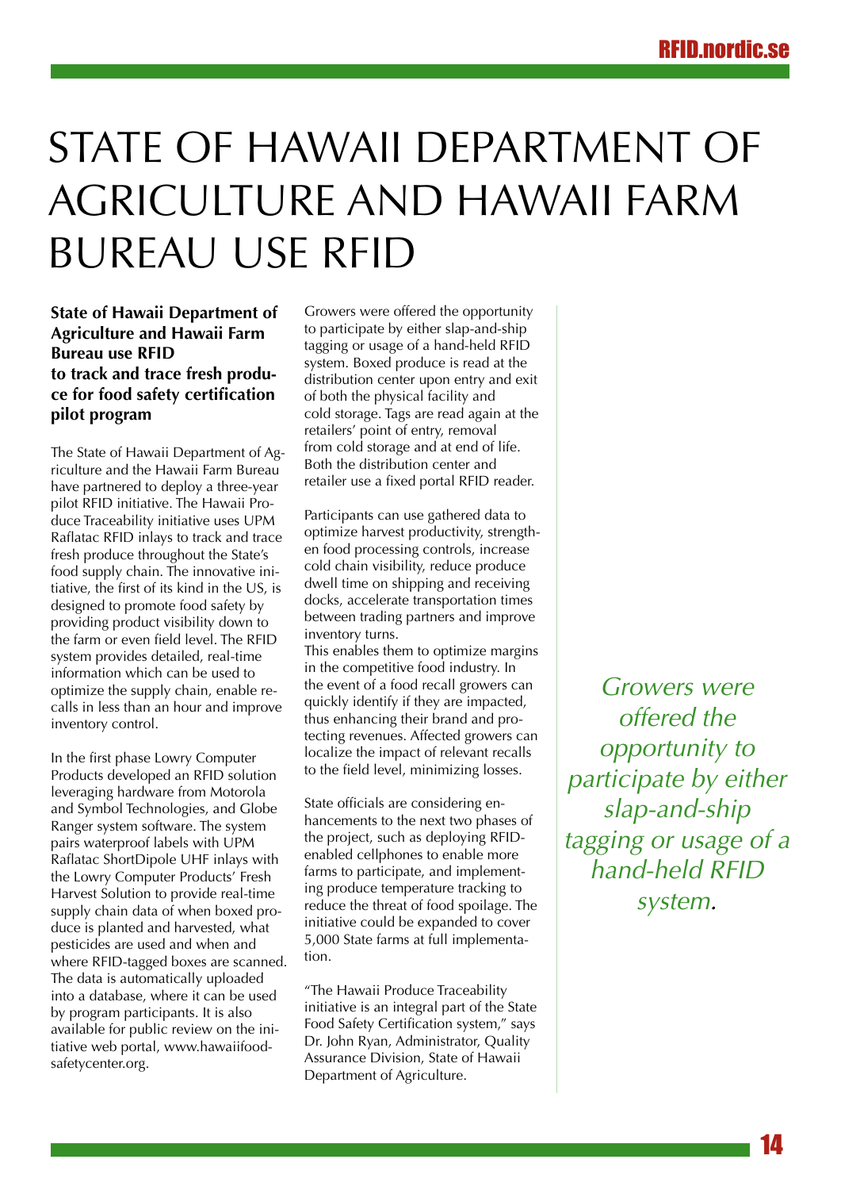# STATE OF HAWAII DEPARTMENT OF AGRICULTURE AND HAWAII FARM BUREAU USE RFID

**State of Hawaii Department of Agriculture and Hawaii Farm Bureau use RFID to track and trace fresh produce for food safety certification pilot program**

The State of Hawaii Department of Agriculture and the Hawaii Farm Bureau have partnered to deploy a three-year pilot RFID initiative. The Hawaii Produce Traceability initiative uses UPM Raflatac RFID inlays to track and trace fresh produce throughout the State's food supply chain. The innovative initiative, the first of its kind in the US, is designed to promote food safety by providing product visibility down to the farm or even field level. The RFID system provides detailed, real-time information which can be used to optimize the supply chain, enable recalls in less than an hour and improve inventory control.

In the first phase Lowry Computer Products developed an RFID solution leveraging hardware from Motorola and Symbol Technologies, and Globe Ranger system software. The system pairs waterproof labels with UPM Raflatac ShortDipole UHF inlays with the Lowry Computer Products' Fresh Harvest Solution to provide real-time supply chain data of when boxed produce is planted and harvested, what pesticides are used and when and where RFID-tagged boxes are scanned. The data is automatically uploaded into a database, where it can be used by program participants. It is also available for public review on the initiative web portal, www.hawaiifoodsafetycenter.org.

Growers were offered the opportunity to participate by either slap-and-ship tagging or usage of a hand-held RFID system. Boxed produce is read at the distribution center upon entry and exit of both the physical facility and cold storage. Tags are read again at the retailers' point of entry, removal from cold storage and at end of life. Both the distribution center and retailer use a fixed portal RFID reader.

Participants can use gathered data to optimize harvest productivity, strengthen food processing controls, increase cold chain visibility, reduce produce dwell time on shipping and receiving docks, accelerate transportation times between trading partners and improve inventory turns.
This enables them to optimize margins in the competitive food industry. In the event of a food recall growers can quickly identify if they are impacted, thus enhancing their brand and protecting revenues. Affected growers can localize the impact of relevant recalls to the field level, minimizing losses.

State officials are considering enhancements to the next two phases of the project, such as deploying RFID-enabled cellphones to enable more farms to participate, and implementing produce temperature tracking to reduce the threat of food spoilage. The initiative could be expanded to cover 5,000 State farms at full implementation.

"The Hawaii Produce Traceability initiative is an integral part of the State Food Safety Certification system," says Dr. John Ryan, Administrator, Quality Assurance Division, State of Hawaii Department of Agriculture.

*Growers were offered the opportunity to participate by either slap-and-ship tagging or usage of a hand-held RFID system.*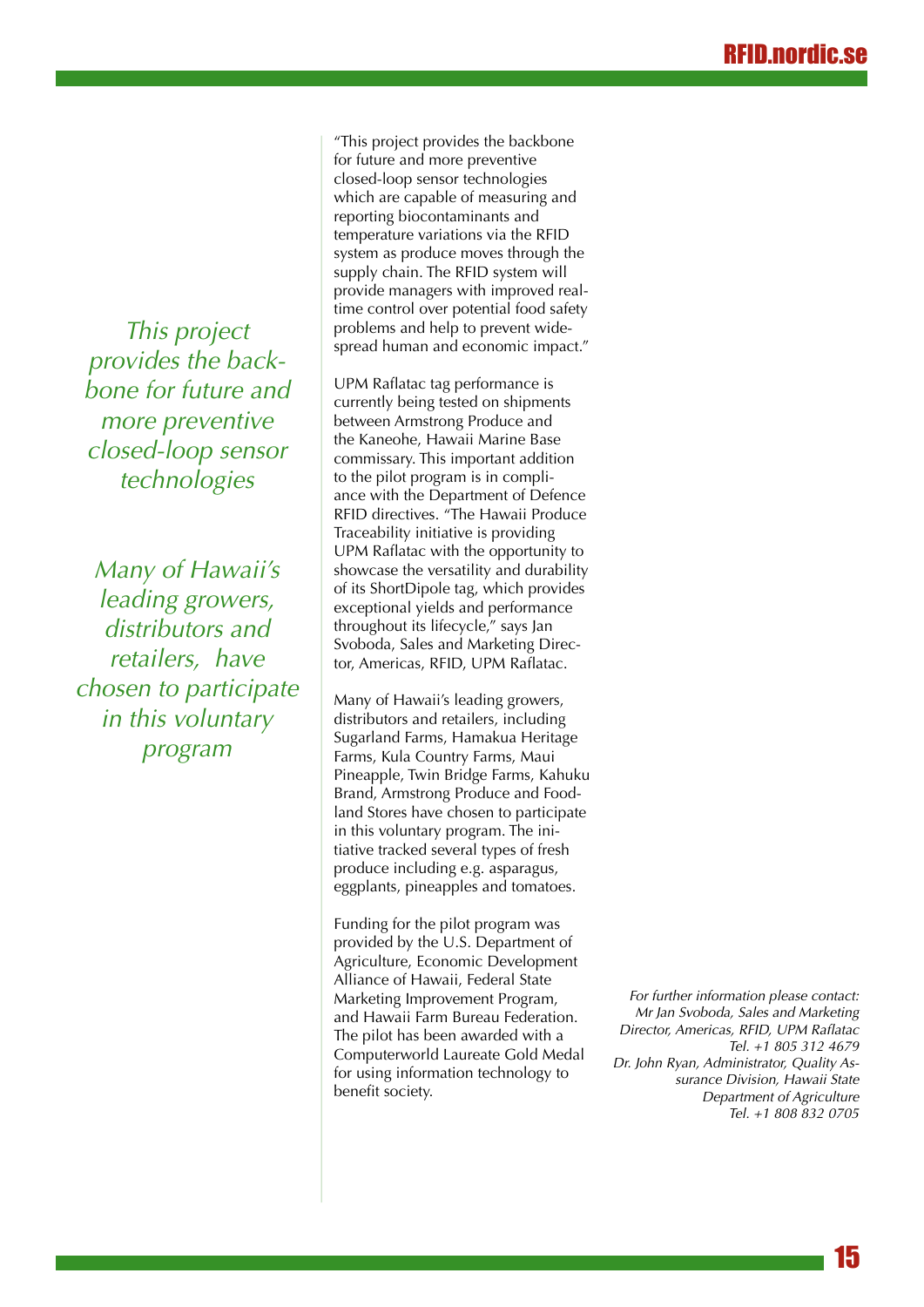*This project provides the backbone for future and more preventive closed-loop sensor technologies*

*Many of Hawaii's leading growers, distributors and retailers, have chosen to participate in this voluntary program*

"This project provides the backbone for future and more preventive closed-loop sensor technologies which are capable of measuring and reporting biocontaminants and temperature variations via the RFID system as produce moves through the supply chain. The RFID system will provide managers with improved real-time control over potential food safety problems and help to prevent widespread human and economic impact."

UPM Raflatac tag performance is currently being tested on shipments between Armstrong Produce and the Kaneohe, Hawaii Marine Base commissary. This important addition to the pilot program is in compliance with the Department of Defence RFID directives. "The Hawaii Produce Traceability initiative is providing UPM Raflatac with the opportunity to showcase the versatility and durability of its ShortDipole tag, which provides exceptional yields and performance throughout its lifecycle," says Jan Svoboda, Sales and Marketing Director, Americas, RFID, UPM Raflatac.

Many of Hawaii's leading growers, distributors and retailers, including Sugarland Farms, Hamakua Heritage Farms, Kula Country Farms, Maui Pineapple, Twin Bridge Farms, Kahuku Brand, Armstrong Produce and Foodland Stores have chosen to participate in this voluntary program. The initiative tracked several types of fresh produce including e.g. asparagus, eggplants, pineapples and tomatoes.

Funding for the pilot program was provided by the U.S. Department of Agriculture, Economic Development Alliance of Hawaii, Federal State Marketing Improvement Program, and Hawaii Farm Bureau Federation. The pilot has been awarded with a Computerworld Laureate Gold Medal for using information technology to benefit society.

*For further information please contact:*
*Mr Jan Svoboda, Sales and Marketing Director, Americas, RFID, UPM Raflatac*
*Tel. +1 805 312 4679*
*Dr. John Ryan, Administrator, Quality Assurance Division, Hawaii State Department of Agriculture*
*Tel. +1 808 832 0705*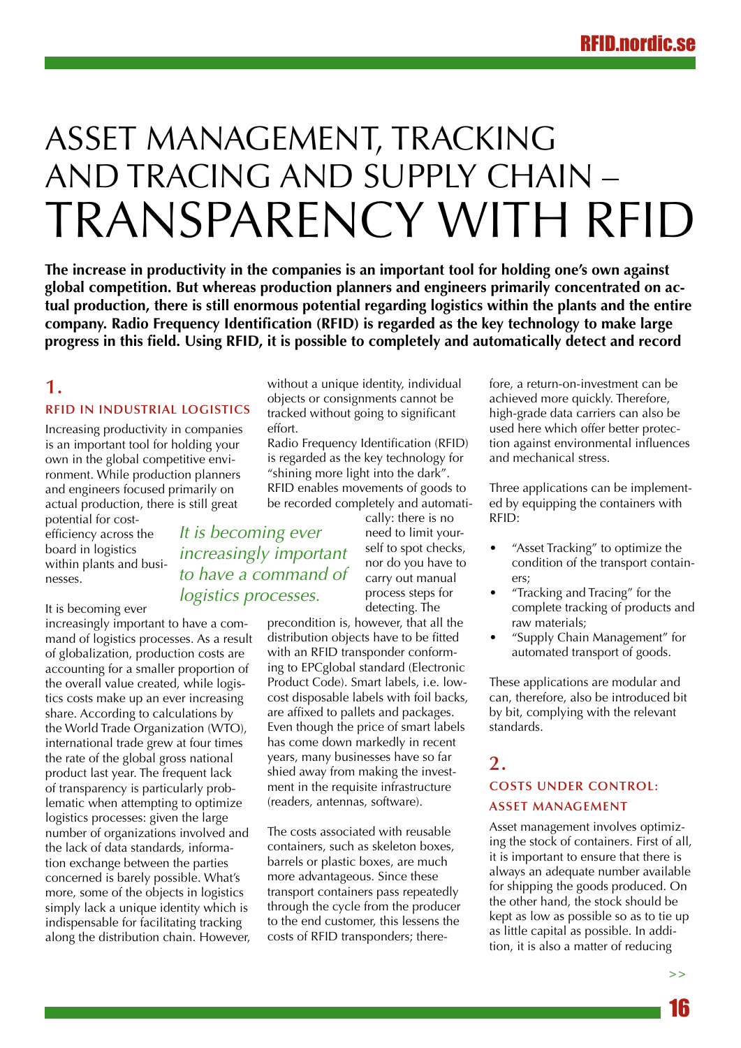# ASSET MANAGEMENT, TRACKING AND TRACING AND SUPPLY CHAIN – TRANSPARENCY WITH RFID

**The increase in productivity in the companies is an important tool for holding one's own against global competition. But whereas production planners and engineers primarily concentrated on actual production, there is still enormous potential regarding logistics within the plants and the entire company. Radio Frequency Identification (RFID) is regarded as the key technology to make large progress in this field. Using RFID, it is possible to completely and automatically detect and record**

## 1.

### RFID IN INDUSTRIAL LOGISTICS

Increasing productivity in companies is an important tool for holding your own in the global competitive environment. While production planners and engineers focused primarily on actual production, there is still great potential for cost-efficiency across the board in logistics within plants and businesses.

*It is becoming ever increasingly important to have a command of logistics processes.*

It is becoming ever increasingly important to have a command of logistics processes. As a result of globalization, production costs are accounting for a smaller proportion of the overall value created, while logistics costs make up an ever increasing share. According to calculations by the World Trade Organization (WTO), international trade grew at four times the rate of the global gross national product last year. The frequent lack of transparency is particularly problematic when attempting to optimize logistics processes: given the large number of organizations involved and the lack of data standards, information exchange between the parties concerned is barely possible. What's more, some of the objects in logistics simply lack a unique identity which is indispensable for facilitating tracking along the distribution chain. However, without a unique identity, individual objects or consignments cannot be tracked without going to significant effort.

Radio Frequency Identification (RFID) is regarded as the key technology for "shining more light into the dark". RFID enables movements of goods to be recorded completely and automatically: there is no need to limit yourself to spot checks, nor do you have to carry out manual process steps for detecting. The precondition is, however, that all the distribution objects have to be fitted with an RFID transponder conforming to EPCglobal standard (Electronic Product Code). Smart labels, i.e. low-cost disposable labels with foil backs, are affixed to pallets and packages. Even though the price of smart labels has come down markedly in recent years, many businesses have so far shied away from making the investment in the requisite infrastructure (readers, antennas, software).

The costs associated with reusable containers, such as skeleton boxes, barrels or plastic boxes, are much more advantageous. Since these transport containers pass repeatedly through the cycle from the producer to the end customer, this lessens the costs of RFID transponders; therefore, a return-on-investment can be achieved more quickly. Therefore, high-grade data carriers can also be used here which offer better protection against environmental influences and mechanical stress.

Three applications can be implemented by equipping the containers with RFID:

- "Asset Tracking" to optimize the condition of the transport containers;
- "Tracking and Tracing" for the complete tracking of products and raw materials;
- "Supply Chain Management" for automated transport of goods.

These applications are modular and can, therefore, also be introduced bit by bit, complying with the relevant standards.

## 2.

### COSTS UNDER CONTROL: ASSET MANAGEMENT

Asset management involves optimizing the stock of containers. First of all, it is important to ensure that there is always an adequate number available for shipping the goods produced. On the other hand, the stock should be kept as low as possible so as to tie up as little capital as possible. In addition, it is also a matter of reducing

>>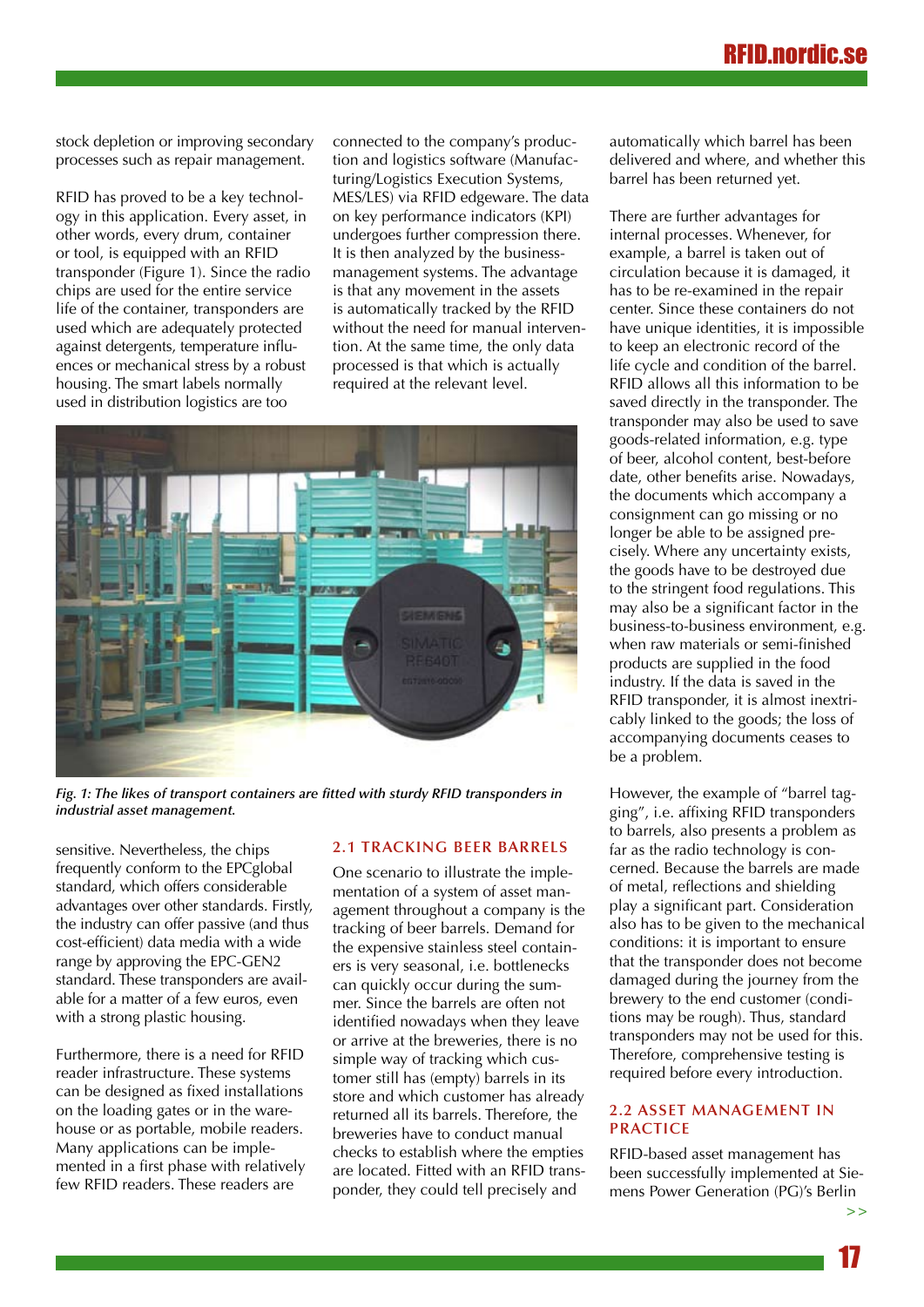stock depletion or improving secondary processes such as repair management.

RFID has proved to be a key technology in this application. Every asset, in other words, every drum, container or tool, is equipped with an RFID transponder (Figure 1). Since the radio chips are used for the entire service life of the container, transponders are used which are adequately protected against detergents, temperature influences or mechanical stress by a robust housing. The smart labels normally used in distribution logistics are too sensitive. Nevertheless, the chips frequently conform to the EPCglobal standard, which offers considerable advantages over other standards. Firstly, the industry can offer passive (and thus cost-efficient) data media with a wide range by approving the EPC-GEN2 standard. These transponders are available for a matter of a few euros, even with a strong plastic housing.

Furthermore, there is a need for RFID reader infrastructure. These systems can be designed as fixed installations on the loading gates or in the warehouse or as portable, mobile readers. Many applications can be implemented in a first phase with relatively few RFID readers. These readers are connected to the company's production and logistics software (Manufacturing/Logistics Execution Systems, MES/LES) via RFID edgeware. The data on key performance indicators (KPI) undergoes further compression there. It is then analyzed by the business-management systems. The advantage is that any movement in the assets is automatically tracked by the RFID without the need for manual intervention. At the same time, the only data processed is that which is actually required at the relevant level.

*Fig. 1: The likes of transport containers are fitted with sturdy RFID transponders in industrial asset management.*

## 2.1 TRACKING BEER BARRELS

One scenario to illustrate the implementation of a system of asset management throughout a company is the tracking of beer barrels. Demand for the expensive stainless steel containers is very seasonal, i.e. bottlenecks can quickly occur during the summer. Since the barrels are often not identified nowadays when they leave or arrive at the breweries, there is no simple way of tracking which customer still has (empty) barrels in its store and which customer has already returned all its barrels. Therefore, the breweries have to conduct manual checks to establish where the empties are located. Fitted with an RFID transponder, they could tell precisely and automatically which barrel has been delivered and where, and whether this barrel has been returned yet.

There are further advantages for internal processes. Whenever, for example, a barrel is taken out of circulation because it is damaged, it has to be re-examined in the repair center. Since these containers do not have unique identities, it is impossible to keep an electronic record of the life cycle and condition of the barrel. RFID allows all this information to be saved directly in the transponder. The transponder may also be used to save goods-related information, e.g. type of beer, alcohol content, best-before date, other benefits arise. Nowadays, the documents which accompany a consignment can go missing or no longer be able to be assigned precisely. Where any uncertainty exists, the goods have to be destroyed due to the stringent food regulations. This may also be a significant factor in the business-to-business environment, e.g. when raw materials or semi-finished products are supplied in the food industry. If the data is saved in the RFID transponder, it is almost inextricably linked to the goods; the loss of accompanying documents ceases to be a problem.

However, the example of "barrel tagging", i.e. affixing RFID transponders to barrels, also presents a problem as far as the radio technology is concerned. Because the barrels are made of metal, reflections and shielding play a significant part. Consideration also has to be given to the mechanical conditions: it is important to ensure that the transponder does not become damaged during the journey from the brewery to the end customer (conditions may be rough). Thus, standard transponders may not be used for this. Therefore, comprehensive testing is required before every introduction.

## 2.2 ASSET MANAGEMENT IN PRACTICE

RFID-based asset management has been successfully implemented at Siemens Power Generation (PG)'s Berlin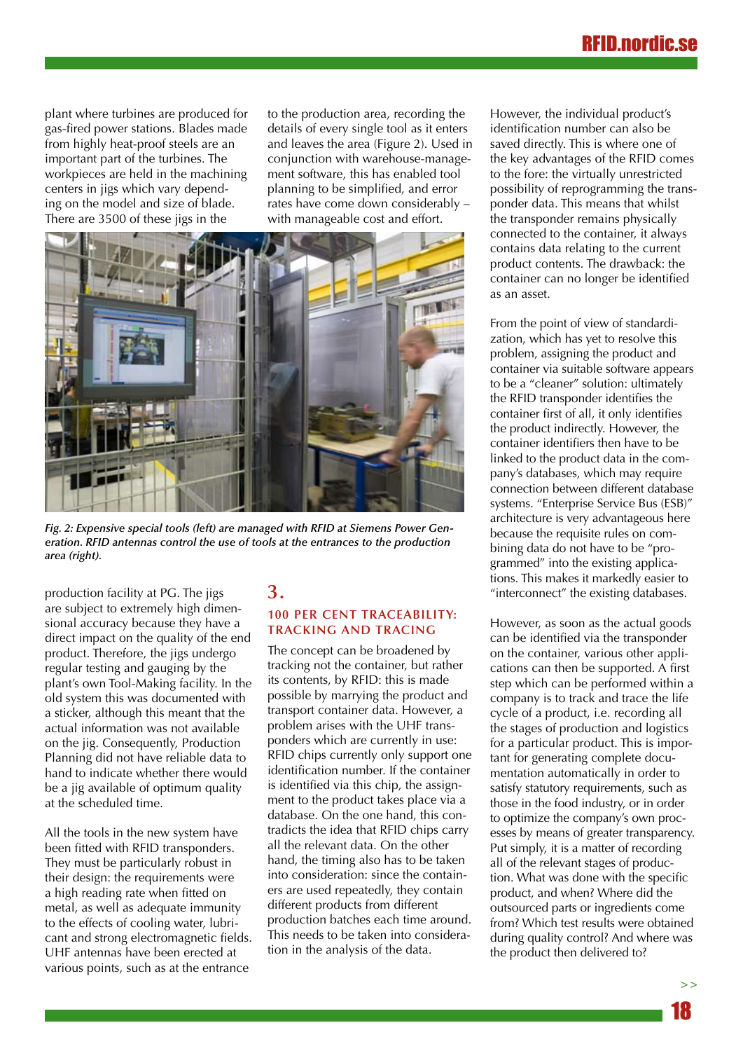plant where turbines are produced for gas-fired power stations. Blades made from highly heat-proof steels are an important part of the turbines. The workpieces are held in the machining centers in jigs which vary depending on the model and size of blade. There are 3500 of these jigs in the production facility at PG. The jigs are subject to extremely high dimensional accuracy because they have a direct impact on the quality of the end product. Therefore, the jigs undergo regular testing and gauging by the plant's own Tool-Making facility. In the old system this was documented with a sticker, although this meant that the actual information was not available on the jig. Consequently, Production Planning did not have reliable data to hand to indicate whether there would be a jig available of optimum quality at the scheduled time.

All the tools in the new system have been fitted with RFID transponders. They must be particularly robust in their design: the requirements were a high reading rate when fitted on metal, as well as adequate immunity to the effects of cooling water, lubricant and strong electromagnetic fields. UHF antennas have been erected at various points, such as at the entrance to the production area, recording the details of every single tool as it enters and leaves the area (Figure 2). Used in conjunction with warehouse-management software, this has enabled tool planning to be simplified, and error rates have come down considerably – with manageable cost and effort.

*Fig. 2: Expensive special tools (left) are managed with RFID at Siemens Power Generation. RFID antennas control the use of tools at the entrances to the production area (right).*

## 3.

### 100 PER CENT TRACEABILITY: TRACKING AND TRACING

The concept can be broadened by tracking not the container, but rather its contents, by RFID: this is made possible by marrying the product and transport container data. However, a problem arises with the UHF transponders which are currently in use: RFID chips currently only support one identification number. If the container is identified via this chip, the assignment to the product takes place via a database. On the one hand, this contradicts the idea that RFID chips carry all the relevant data. On the other hand, the timing also has to be taken into consideration: since the containers are used repeatedly, they contain different products from different production batches each time around. This needs to be taken into consideration in the analysis of the data.

However, the individual product's identification number can also be saved directly. This is where one of the key advantages of the RFID comes to the fore: the virtually unrestricted possibility of reprogramming the transponder data. This means that whilst the transponder remains physically connected to the container, it always contains data relating to the current product contents. The drawback: the container can no longer be identified as an asset.

From the point of view of standardization, which has yet to resolve this problem, assigning the product and container via suitable software appears to be a "cleaner" solution: ultimately the RFID transponder identifies the container first of all, it only identifies the product indirectly. However, the container identifiers then have to be linked to the product data in the company's databases, which may require connection between different database systems. "Enterprise Service Bus (ESB)" architecture is very advantageous here because the requisite rules on combining data do not have to be "programmed" into the existing applications. This makes it markedly easier to "interconnect" the existing databases.

However, as soon as the actual goods can be identified via the transponder on the container, various other applications can then be supported. A first step which can be performed within a company is to track and trace the life cycle of a product, i.e. recording all the stages of production and logistics for a particular product. This is important for generating complete documentation automatically in order to satisfy statutory requirements, such as those in the food industry, or in order to optimize the company's own processes by means of greater transparency. Put simply, it is a matter of recording all of the relevant stages of production. What was done with the specific product, and when? Where did the outsourced parts or ingredients come from? Which test results were obtained during quality control? And where was the product then delivered to?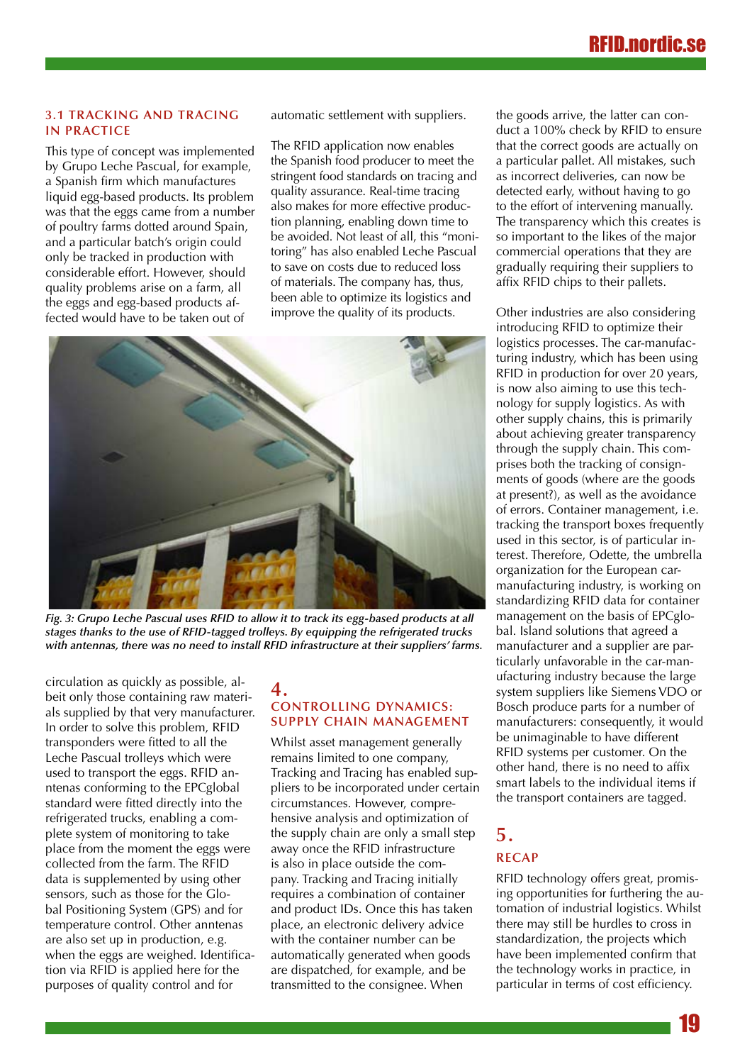### 3.1 TRACKING AND TRACING IN PRACTICE

This type of concept was implemented by Grupo Leche Pascual, for example, a Spanish firm which manufactures liquid egg-based products. Its problem was that the eggs came from a number of poultry farms dotted around Spain, and a particular batch's origin could only be tracked in production with considerable effort. However, should quality problems arise on a farm, all the eggs and egg-based products affected would have to be taken out of circulation as quickly as possible, albeit only those containing raw materials supplied by that very manufacturer. In order to solve this problem, RFID transponders were fitted to all the Leche Pascual trolleys which were used to transport the eggs. RFID antenas conforming to the EPCglobal standard were fitted directly into the refrigerated trucks, enabling a complete system of monitoring to take place from the moment the eggs were collected from the farm. The RFID data is supplemented by using other sensors, such as those for the Global Positioning System (GPS) and for temperature control. Other anntenas are also set up in production, e.g. when the eggs are weighed. Identification via RFID is applied here for the purposes of quality control and for automatic settlement with suppliers.

The RFID application now enables the Spanish food producer to meet the stringent food standards on tracing and quality assurance. Real-time tracing also makes for more effective production planning, enabling down time to be avoided. Not least of all, this "monitoring" has also enabled Leche Pascual to save on costs due to reduced loss of materials. The company has, thus, been able to optimize its logistics and improve the quality of its products.

*Fig. 3: Grupo Leche Pascual uses RFID to allow it to track its egg-based products at all stages thanks to the use of RFID-tagged trolleys. By equipping the refrigerated trucks with antennas, there was no need to install RFID infrastructure at their suppliers' farms.*

## 4. CONTROLLING DYNAMICS: SUPPLY CHAIN MANAGEMENT

Whilst asset management generally remains limited to one company, Tracking and Tracing has enabled suppliers to be incorporated under certain circumstances. However, comprehensive analysis and optimization of the supply chain are only a small step away once the RFID infrastructure is also in place outside the company. Tracking and Tracing initially requires a combination of container and product IDs. Once this has taken place, an electronic delivery advice with the container number can be automatically generated when goods are dispatched, for example, and be transmitted to the consignee. When the goods arrive, the latter can conduct a 100% check by RFID to ensure that the correct goods are actually on a particular pallet. All mistakes, such as incorrect deliveries, can now be detected early, without having to go to the effort of intervening manually. The transparency which this creates is so important to the likes of the major commercial operations that they are gradually requiring their suppliers to affix RFID chips to their pallets.

Other industries are also considering introducing RFID to optimize their logistics processes. The car-manufacturing industry, which has been using RFID in production for over 20 years, is now also aiming to use this technology for supply logistics. As with other supply chains, this is primarily about achieving greater transparency through the supply chain. This comprises both the tracking of consignments of goods (where are the goods at present?), as well as the avoidance of errors. Container management, i.e. tracking the transport boxes frequently used in this sector, is of particular interest. Therefore, Odette, the umbrella organization for the European car-manufacturing industry, is working on standardizing RFID data for container management on the basis of EPCglobal. Island solutions that agreed a manufacturer and a supplier are particularly unfavorable in the car-manufacturing industry because the large system suppliers like Siemens VDO or Bosch produce parts for a number of manufacturers: consequently, it would be unimaginable to have different RFID systems per customer. On the other hand, there is no need to affix smart labels to the individual items if the transport containers are tagged.

## 5. RECAP

RFID technology offers great, promising opportunities for furthering the automation of industrial logistics. Whilst there may still be hurdles to cross in standardization, the projects which have been implemented confirm that the technology works in practice, in particular in terms of cost efficiency.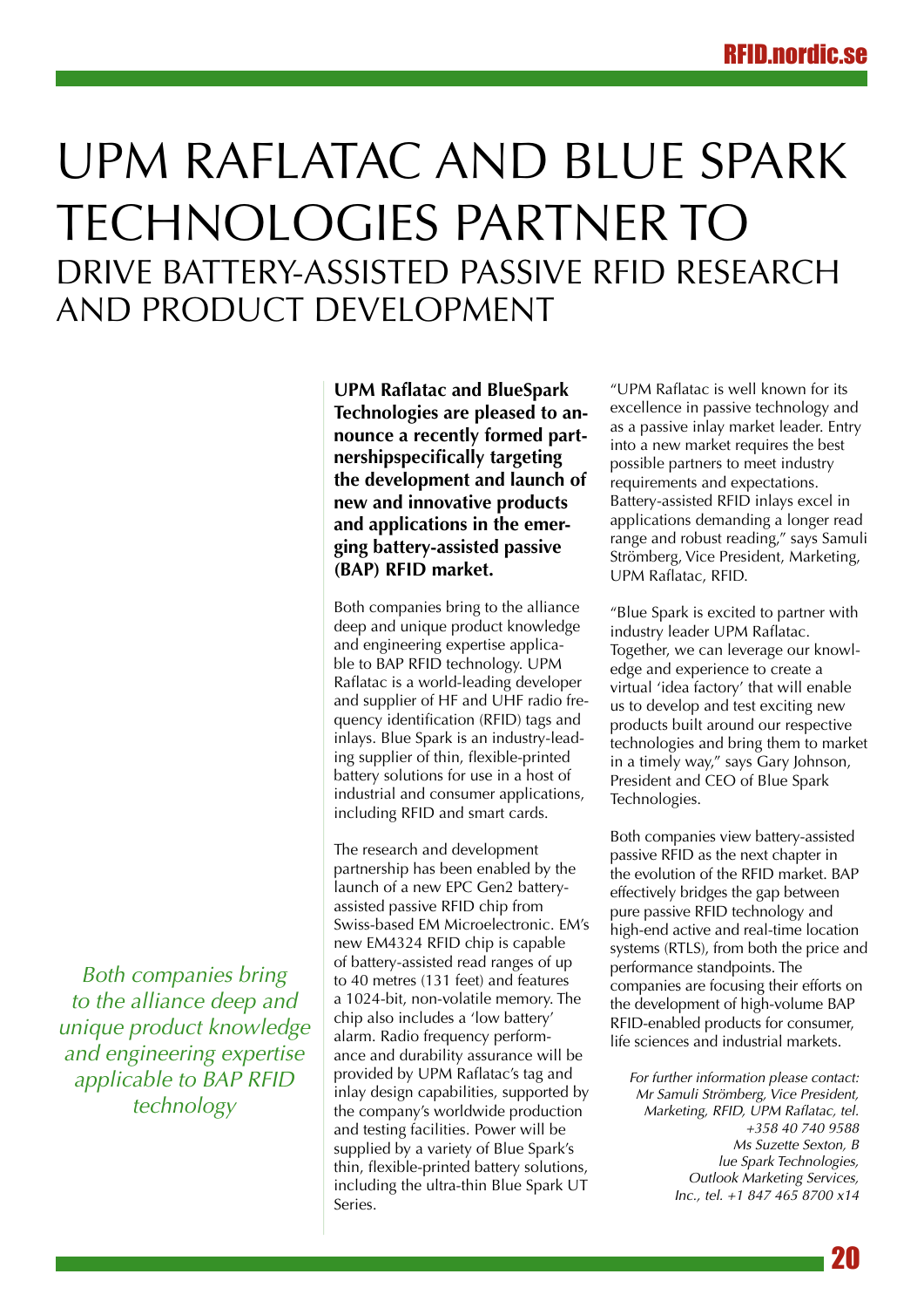# UPM RAFLATAC AND BLUE SPARK TECHNOLOGIES PARTNER TO

## DRIVE BATTERY-ASSISTED PASSIVE RFID RESEARCH AND PRODUCT DEVELOPMENT

**UPM Raflatac and BlueSpark Technologies are pleased to announce a recently formed partnershipspecifically targeting the development and launch of new and innovative products and applications in the emerging battery-assisted passive (BAP) RFID market.**

Both companies bring to the alliance deep and unique product knowledge and engineering expertise applicable to BAP RFID technology. UPM Raflatac is a world-leading developer and supplier of HF and UHF radio frequency identification (RFID) tags and inlays. Blue Spark is an industry-leading supplier of thin, flexible-printed battery solutions for use in a host of industrial and consumer applications, including RFID and smart cards.

The research and development partnership has been enabled by the launch of a new EPC Gen2 battery-assisted passive RFID chip from Swiss-based EM Microelectronic. EM's new EM4324 RFID chip is capable of battery-assisted read ranges of up to 40 metres (131 feet) and features a 1024-bit, non-volatile memory. The chip also includes a 'low battery' alarm. Radio frequency performance and durability assurance will be provided by UPM Raflatac's tag and inlay design capabilities, supported by the company's worldwide production and testing facilities. Power will be supplied by a variety of Blue Spark's thin, flexible-printed battery solutions, including the ultra-thin Blue Spark UT Series.

*Both companies bring to the alliance deep and unique product knowledge and engineering expertise applicable to BAP RFID technology*

"UPM Raflatac is well known for its excellence in passive technology and as a passive inlay market leader. Entry into a new market requires the best possible partners to meet industry requirements and expectations. Battery-assisted RFID inlays excel in applications demanding a longer read range and robust reading," says Samuli Strömberg, Vice President, Marketing, UPM Raflatac, RFID.

"Blue Spark is excited to partner with industry leader UPM Raflatac. Together, we can leverage our knowledge and experience to create a virtual 'idea factory' that will enable us to develop and test exciting new products built around our respective technologies and bring them to market in a timely way," says Gary Johnson, President and CEO of Blue Spark Technologies.

Both companies view battery-assisted passive RFID as the next chapter in the evolution of the RFID market. BAP effectively bridges the gap between pure passive RFID technology and high-end active and real-time location systems (RTLS), from both the price and performance standpoints. The companies are focusing their efforts on the development of high-volume BAP RFID-enabled products for consumer, life sciences and industrial markets.

*For further information please contact:
Mr Samuli Strömberg, Vice President, Marketing, RFID, UPM Raflatac, tel. +358 40 740 9588
Ms Suzette Sexton, B lue Spark Technologies, Outlook Marketing Services, Inc., tel. +1 847 465 8700 x14*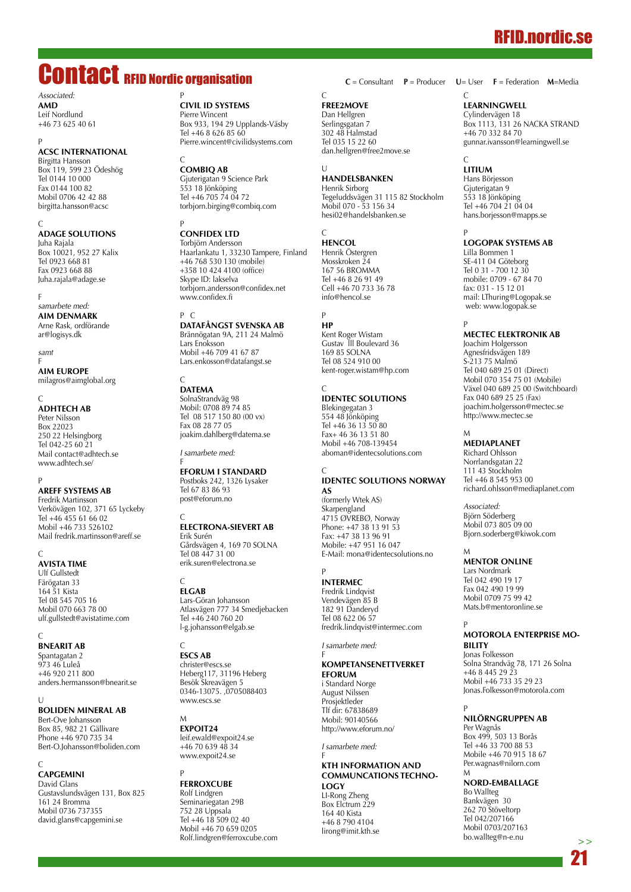# Contact RFID Nordic organisation

**C** = Consultant **P** = Producer **U**= User **F** = Federation **M**=Media

*Associated:*
**AMD**
Leif Nordlund
+46 73 625 40 61

P
**ACSC INTERNATIONAL**
Birgitta Hansson
Box 119, 599 23 Ödeshög
Tel 0144 10 000
Fax 0144 100 82
Mobil 0706 42 42 88
birgitta.hansson@acsc

C
**ADAGE SOLUTIONS**
Juha Rajala
Box 10021, 952 27 Kalix
Tel 0923 668 81
Fax 0923 668 88
Juha.rajala@adage.se

F
*samarbete med:*
**AIM DENMARK**
Arne Rask, ordförande
ar@logisys.dk

*samt*
F
**AIM EUROPE**
milagros@aimglobal.org

C
**ADHTECH AB**
Peter Nilsson
Box 22023
250 22 Helsingborg
Tel 042-25 60 21
Mail contact@adhtech.se
www.adhtech.se/

P
**AREFF SYSTEMS AB**
Fredrik Martinsson
Verkövägen 102, 371 65 Lyckeby
Tel +46 455 61 66 02
Mobil +46 733 526102
Mail fredrik.martinsson@areff.se

C
**AVISTA TIME**
Ulf Gullstedt
Färögatan 33
164 51 Kista
Tel 08 545 705 16
Mobil 070 663 78 00
ulf.gullstedt@avistatime.com

C
**BNEARIT AB**
Spantagatan 2
973 46 Luleå
+46 920 211 800
anders.hermansson@bnearit.se

U
**BOLIDEN MINERAL AB**
Bert-Ove Johansson
Box 85, 982 21 Gällivare
Phone +46 970 735 34
Bert-O.Johansson@boliden.com

C
**CAPGEMINI**
David Glans
Gustavslundsvägen 131, Box 825
161 24 Bromma
Mobil 0736 737355
david.glans@capgemini.se

P
**CIVIL ID SYSTEMS**
Pierre Wincent
Box 933, 194 29 Upplands-Väsby
Tel +46 8 626 85 60
Pierre.wincent@civilidsystems.com

C
**COMBIQ AB**
Gjuterigatan 9 Science Park
553 18 Jönköping
Tel +46 705 74 04 72
torbjorn.birging@combiq.com

P
**CONFIDEX LTD**
Torbjörn Andersson
Haarlankatu 1, 33230 Tampere, Finland
+46 768 530 130 (mobile)
+358 10 424 4100 (office)
Skype ID: lakselva
torbjorn.andersson@confidex.net
www.confidex.fi

P C
**DATAFÅNGST SVENSKA AB**
Brännögatan 9A, 211 24 Malmö
Lars Enoksson
Mobil +46 709 41 67 87
Lars.enkosson@datafangst.se

C
**DATEMA**
SolnaStrandväg 98
Mobil: 0708 89 74 85
Tel 08 517 150 80 (00 vx)
Fax 08 28 77 05
joakim.dahlberg@datema.se

*I samarbete med:*
F
**EFORUM I STANDARD**
Postboks 242, 1326 Lysaker
Tel 67 83 86 93
post@eforum.no

C
**ELECTRONA-SIEVERT AB**
Erik Surén
Gårdsvägen 4, 169 70 SOLNA
Tel 08 447 31 00
erik.suren@electrona.se

C
**ELGAB**
Lars-Göran Johansson
Atlasvägen 777 34 Smedjebacken
Tel +46 240 760 20
l-g.johansson@elgab.se

C
**ESCS AB**
christer@escs.se
Heberg117, 31196 Heberg
Besök Skreavägen 5
0346-13075. ,0705088403
www.escs.se

M
**EXPOIT24**
leif.ewald@expoit24.se
+46 70 639 48 34
www.expoit24.se

P
**FERROXCUBE**
Rolf Lindgren
Seminariegatan 29B
752 28 Uppsala
Tel +46 18 509 02 40
Mobil +46 70 659 0205
Rolf.lindgren@ferroxcube.com

C
**FREE2MOVE**
Dan Hellgren
Serlingsgatan 7
302 48 Halmstad
Tel 035 15 22 60
dan.hellgren@free2move.se

U
**HANDELSBANKEN**
Henrik Sirborg
Tegeluddsvägen 31 115 82 Stockholm
Mobil 070 - 53 156 34
hesi02@handelsbanken.se

C
**HENCOL**
Henrik Östergren
Mosskroken 24
167 56 BROMMA
Tel +46 8 26 91 49
Cell +46 70 733 36 78
info@hencol.se

P
**HP**
Kent Roger Wistam
Gustav III Boulevard 36
169 85 SOLNA
Tel 08 524 910 00
kent-roger.wistam@hp.com

C
**IDENTEC SOLUTIONS**
Blekingegatan 3
554 48 Jönköping
Tel +46 36 13 50 80
Fax+ 46 36 13 51 80
Mobil +46 708-139454
aboman@identecsolutions.com

C
**IDENTEC SOLUTIONS NORWAY AS**
(formerly Wtek AS)
Skarpengland
4715 ØVREBØ, Norway
Phone: +47 38 13 91 53
Fax: +47 38 13 96 91
Mobile: +47 951 16 047
E-Mail: mona@identecsolutions.no

P
**INTERMEC**
Fredrik Lindqvist
Vendevägen 85 B
182 91 Danderyd
Tel 08 622 06 57
fredrik.lindqvist@intermec.com

*I samarbete med:*
F
**KOMPETANSENETTVERKET EFORUM**
i Standard Norge
August Nilssen
Prosjektleder
Tlf dir: 67838689
Mobil: 90140566
http://www.eforum.no/

*I samarbete med:*
F
**KTH INFORMATION AND COMMUNCATIONS TECHNOLOGY**
LI-Rong Zheng
Box Elctrum 229
164 40 Kista
+46 8 790 4104
lirong@imit.kth.se

C
**LEARNINGWELL**
Cylindervägen 18
Box 1113, 131 26 NACKA STRAND
+46 70 332 84 70
gunnar.ivansson@learningwell.se

C
**LITIUM**
Hans Börjesson
Gjuterigatan 9
553 18 Jönköping
Tel +46 704 21 04 04
hans.borjesson@mapps.se

P
**LOGOPAK SYSTEMS AB**
Lilla Bommen 1
SE-411 04 Göteborg
Tel 0 31 - 700 12 30
mobile: 0709 - 67 84 70
fax: 031 - 15 12 01
mail: LThuring@Logopak.se
web: www.logopak.se

P
**MECTEC ELEKTRONIK AB**
Joachim Holgersson
Agnesfridsvägen 189
S-213 75 Malmö
Tel 040 689 25 01 (Direct)
Mobil 070 354 75 01 (Mobile)
Växel 040 689 25 00 (Switchboard)
Fax 040 689 25 25 (Fax)
joachim.holgersson@mectec.se
http://www.mectec.se

M
**MEDIAPLANET**
Richard Ohlsson
Norrlandsgatan 22
111 43 Stockholm
Tel +46 8 545 953 00
richard.ohlsson@mediaplanet.com

*Associated:*
Björn Söderberg
Mobil 073 805 09 00
Bjorn.soderberg@kiwok.com

M
**MENTOR ONLINE**
Lars Nordmark
Tel 042 490 19 17
Fax 042 490 19 99
Mobil 0709 75 99 42
Mats.b@mentoronline.se

P
**MOTOROLA ENTERPRISE MOBILITY**
Jonas Folkesson
Solna Strandväg 78, 171 26 Solna
+46 8 445 29 23
Mobil +46 733 35 29 23
Jonas.Folkesson@motorola.com

P
**NILÖRNGRUPPEN AB**
Per Wagnås
Box 499, 503 13 Borås
Tel +46 33 700 88 53
Mobile +46 70 915 18 67
Per.wagnas@nilorn.com

M
**NORD-EMBALLAGE**
Bo Wallteg
Bankvägen 30
262 70 Stöveltorp
Tel 042/207166
Mobil 0703/207163
bo.wallteg@n-e.nu

>>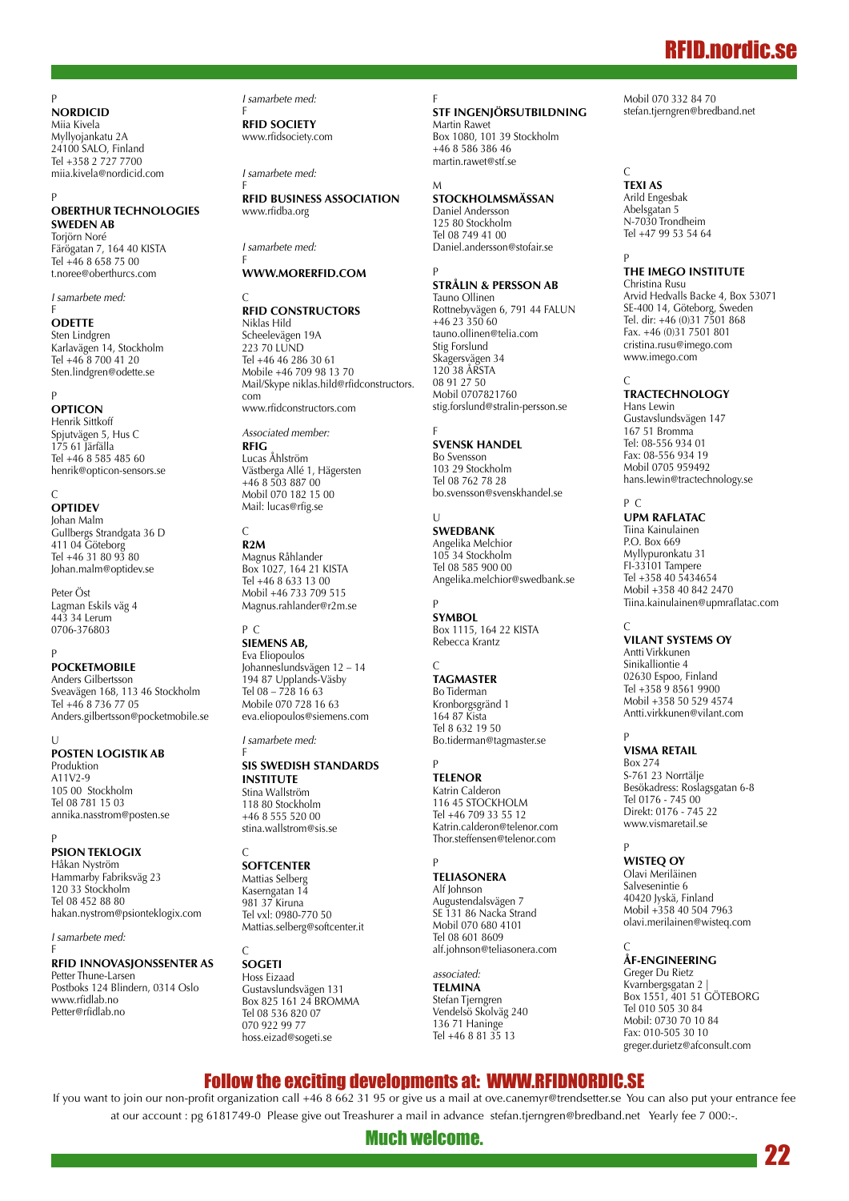P
**NORDICID**
Miia Kivela
Myllyojankatu 2A
24100 SALO, Finland
Tel +358 2 727 7700
miia.kivela@nordicid.com

P
**OBERTHUR TECHNOLOGIES SWEDEN AB**
Torjörn Noré
Färögatan 7, 164 40 KISTA
Tel +46 8 658 75 00
t.noree@oberthurcs.com

*I samarbete med:*
F
**ODETTE**
Sten Lindgren
Karlavägen 14, Stockholm
Tel +46 8 700 41 20
Sten.lindgren@odette.se

P
**OPTICON**
Henrik Sittkoff
Spjutvägen 5, Hus C
175 61 Järfälla
Tel +46 8 585 485 60
henrik@opticon-sensors.se

C
**OPTIDEV**
Johan Malm
Gullbergs Strandgata 36 D
411 04 Göteborg
Tel +46 31 80 93 80
Johan.malm@optidev.se

Peter Öst
Lagman Eskils väg 4
443 34 Lerum
0706-376803

P
**POCKETMOBILE**
Anders Gilbertsson
Sveavägen 168, 113 46 Stockholm
Tel +46 8 736 77 05
Anders.gilbertsson@pocketmobile.se

U
**POSTEN LOGISTIK AB**
Produktion
A11V2-9
105 00 Stockholm
Tel 08 781 15 03
annika.nasstrom@posten.se

P
**PSION TEKLOGIX**
Håkan Nyström
Hammarby Fabriksväg 23
120 33 Stockholm
Tel 08 452 88 80
hakan.nystrom@psionteklogix.com

*I samarbete med:*
F
**RFID INNOVASJONSSENTER AS**
Petter Thune-Larsen
Postboks 124 Blindern, 0314 Oslo
www.rfidlab.no
Petter@rfidlab.no

*I samarbete med:*
F
**RFID SOCIETY**
www.rfidsociety.com

*I samarbete med:*
F
**RFID BUSINESS ASSOCIATION**
www.rfidba.org

*I samarbete med:*
F
**WWW.MORERFID.COM**

C
**RFID CONSTRUCTORS**
Niklas Hild
Scheelevägen 19A
223 70 LUND
Tel +46 46 286 30 61
Mobile +46 709 98 13 70
Mail/Skype niklas.hild@rfidconstructors.com
www.rfidconstructors.com

*Associated member:*
**RFIG**
Lucas Åhlström
Västberga Allé 1, Hägersten
+46 8 503 887 00
Mobil 070 182 15 00
Mail: lucas@rfig.se

C
**R2M**
Magnus Råhlander
Box 1027, 164 21 KISTA
Tel +46 8 633 13 00
Mobil +46 733 709 515
Magnus.rahlander@r2m.se

P C
**SIEMENS AB,**
Eva Eliopoulos
Johanneslundsvägen 12 – 14
194 87 Upplands-Väsby
Tel 08 – 728 16 63
Mobile 070 728 16 63
eva.eliopoulos@siemens.com

*I samarbete med:*
F
**SIS SWEDISH STANDARDS INSTITUTE**
Stina Wallström
118 80 Stockholm
+46 8 555 520 00
stina.wallstrom@sis.se

C
**SOFTCENTER**
Mattias Selberg
Kaserngatan 14
981 37 Kiruna
Tel vxl: 0980-770 50
Mattias.selberg@softcenter.it

C
**SOGETI**
Hoss Eizaad
Gustavslundsvägen 131
Box 825 161 24 BROMMA
Tel 08 536 820 07
070 922 99 77
hoss.eizad@sogeti.se

F
**STF INGENJÖRSUTBILDNING**
Martin Rawet
Box 1080, 101 39 Stockholm
+46 8 586 386 46
martin.rawet@stf.se

M
**STOCKHOLMSMÄSSAN**
Daniel Andersson
125 80 Stockholm
Tel 08 749 41 00
Daniel.andersson@stofair.se

P
**STRÅLIN & PERSSON AB**
Tauno Ollinen
Rottnebyvägen 6, 791 44 FALUN
+46 23 350 60
tauno.ollinen@telia.com
Stig Forslund
Skagersvägen 34
120 38 ÅRSTA
08 91 27 50
Mobil 0707821760
stig.forslund@stralin-persson.se

F
**SVENSK HANDEL**
Bo Svensson
103 29 Stockholm
Tel 08 762 78 28
bo.svensson@svenskhandel.se

U
**SWEDBANK**
Angelika Melchior
105 34 Stockholm
Tel 08 585 900 00
Angelika.melchior@swedbank.se

P
**SYMBOL**
Box 1115, 164 22 KISTA
Rebecca Krantz

C
**TAGMASTER**
Bo Tiderman
Kronborgsgränd 1
164 87 Kista
Tel 8 632 19 50
Bo.tiderman@tagmaster.se

P
**TELENOR**
Katrin Calderon
116 45 STOCKHOLM
Tel +46 709 33 55 12
Katrin.calderon@telenor.com
Thor.steffensen@telenor.com

P
**TELIASONERA**
Alf Johnson
Augustendalsvägen 7
SE 131 86 Nacka Strand
Mobil 070 680 4101
Tel 08 601 8609
alf.johnson@teliasonera.com

*associated:*
**TELMINA**
Stefan Tjerngren
Vendelsö Skolväg 240
136 71 Haninge
Tel +46 8 81 35 13
Mobil 070 332 84 70
stefan.tjerngren@bredband.net

C
**TEXI AS**
Arild Engesbak
Abelsgatan 5
N-7030 Trondheim
Tel +47 99 53 54 64

P
**THE IMEGO INSTITUTE**
Christina Rusu
Arvid Hedvalls Backe 4, Box 53071
SE-400 14, Göteborg, Sweden
Tel. dir: +46 (0)31 7501 868
Fax. +46 (0)31 7501 801
cristina.rusu@imego.com
www.imego.com

C
**TRACTECHNOLOGY**
Hans Lewin
Gustavslundsvägen 147
167 51 Bromma
Tel: 08-556 934 01
Fax: 08-556 934 19
Mobil 0705 959492
hans.lewin@tractechnology.se

P C
**UPM RAFLATAC**
Tiina Kainulainen
P.O. Box 669
Myllypuronkatu 31
FI-33101 Tampere
Tel +358 40 5434654
Mobil +358 40 842 2470
Tiina.kainulainen@upmraflatac.com

C
**VILANT SYSTEMS OY**
Antti Virkkunen
Sinikalliontie 4
02630 Espoo, Finland
Tel +358 9 8561 9900
Mobil +358 50 529 4574
Antti.virkkunen@vilant.com

P
**VISMA RETAIL**
Box 274
S-761 23 Norrtälje
Besökadress: Roslagsgatan 6-8
Tel 0176 - 745 00
Direkt: 0176 - 745 22
www.vismaretail.se

P
**WISTEQ OY**
Olavi Meriläinen
Salvesenintie 6
40420 Jyskä, Finland
Mobil +358 40 504 7963
olavi.merilainen@wisteq.com

C
**ÅF-ENGINEERING**
Greger Du Rietz
Kvarnbergsgatan 2 |
Box 1551, 401 51 GÖTEBORG
Tel 010 505 30 84
Mobil: 0730 70 10 84
Fax: 010-505 30 10
greger.durietz@afconsult.com

## Follow the exciting developments at: WWW.RFIDNORDIC.SE

If you want to join our non-profit organization call +46 8 662 31 95 or give us a mail at ove.canemyr@trendsetter.se You can also put your entrance fee at our account : pg 6181749-0 Please give out Treashurer a mail in advance stefan.tjerngren@bredband.net Yearly fee 7 000:-.

**Much welcome.**